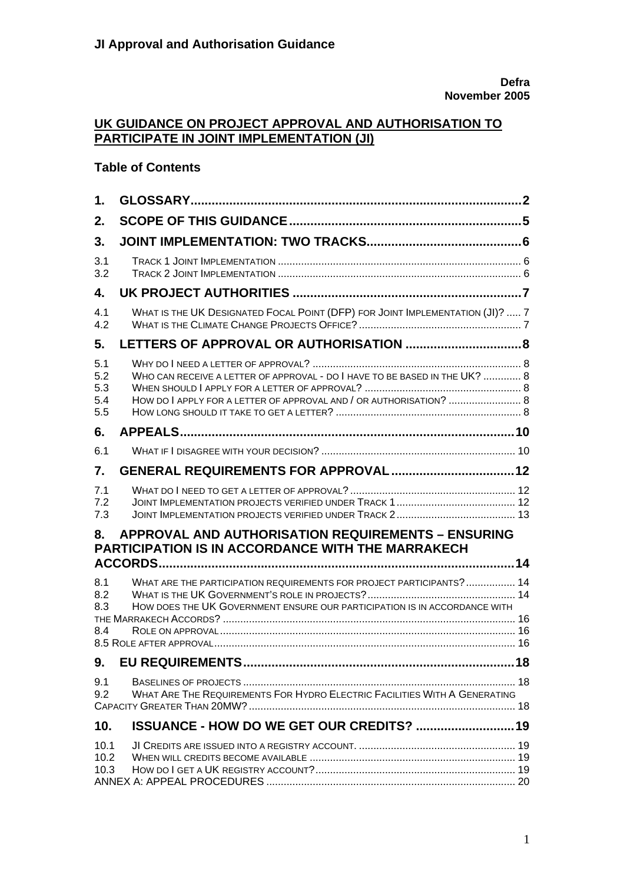**JI Approval and Authorisation Guidance**

**Defra**
**November 2005**

## UK GUIDANCE ON PROJECT APPROVAL AND AUTHORISATION TO PARTICIPATE IN JOINT IMPLEMENTATION (JI)

### Table of Contents

**1. GLOSSARY ... 2**

**2. SCOPE OF THIS GUIDANCE ... 5**

**3. JOINT IMPLEMENTATION: TWO TRACKS ... 6**

3.1 TRACK 1 JOINT IMPLEMENTATION ... 6
3.2 TRACK 2 JOINT IMPLEMENTATION ... 6

**4. UK PROJECT AUTHORITIES ... 7**

4.1 WHAT IS THE UK DESIGNATED FOCAL POINT (DFP) FOR JOINT IMPLEMENTATION (JI)? ... 7
4.2 WHAT IS THE CLIMATE CHANGE PROJECTS OFFICE? ... 7

**5. LETTERS OF APPROVAL OR AUTHORISATION ... 8**

5.1 WHY DO I NEED A LETTER OF APPROVAL? ... 8
5.2 WHO CAN RECEIVE A LETTER OF APPROVAL - DO I HAVE TO BE BASED IN THE UK? ... 8
5.3 WHEN SHOULD I APPLY FOR A LETTER OF APPROVAL? ... 8
5.4 HOW DO I APPLY FOR A LETTER OF APPROVAL AND / OR AUTHORISATION? ... 8
5.5 HOW LONG SHOULD IT TAKE TO GET A LETTER? ... 8

**6. APPEALS ... 10**

6.1 WHAT IF I DISAGREE WITH YOUR DECISION? ... 10

**7. GENERAL REQUIREMENTS FOR APPROVAL ... 12**

7.1 WHAT DO I NEED TO GET A LETTER OF APPROVAL? ... 12
7.2 JOINT IMPLEMENTATION PROJECTS VERIFIED UNDER TRACK 1 ... 12
7.3 JOINT IMPLEMENTATION PROJECTS VERIFIED UNDER TRACK 2 ... 13

**8. APPROVAL AND AUTHORISATION REQUIREMENTS – ENSURING PARTICIPATION IS IN ACCORDANCE WITH THE MARRAKECH ACCORDS ... 14**

8.1 WHAT ARE THE PARTICIPATION REQUIREMENTS FOR PROJECT PARTICIPANTS? ... 14
8.2 WHAT IS THE UK GOVERNMENT'S ROLE IN PROJECTS? ... 14
8.3 HOW DOES THE UK GOVERNMENT ENSURE OUR PARTICIPATION IS IN ACCORDANCE WITH THE MARRAKECH ACCORDS? ... 16
8.4 ROLE ON APPROVAL ... 16
8.5 ROLE AFTER APPROVAL ... 16

**9. EU REQUIREMENTS ... 18**

9.1 BASELINES OF PROJECTS ... 18
9.2 WHAT ARE THE REQUIREMENTS FOR HYDRO ELECTRIC FACILITIES WITH A GENERATING CAPACITY GREATER THAN 20MW? ... 18

**10. ISSUANCE - HOW DO WE GET OUR CREDITS? ... 19**

10.1 JI CREDITS ARE ISSUED INTO A REGISTRY ACCOUNT. ... 19
10.2 WHEN WILL CREDITS BECOME AVAILABLE ... 19
10.3 HOW DO I GET A UK REGISTRY ACCOUNT? ... 19
ANNEX A: APPEAL PROCEDURES ... 20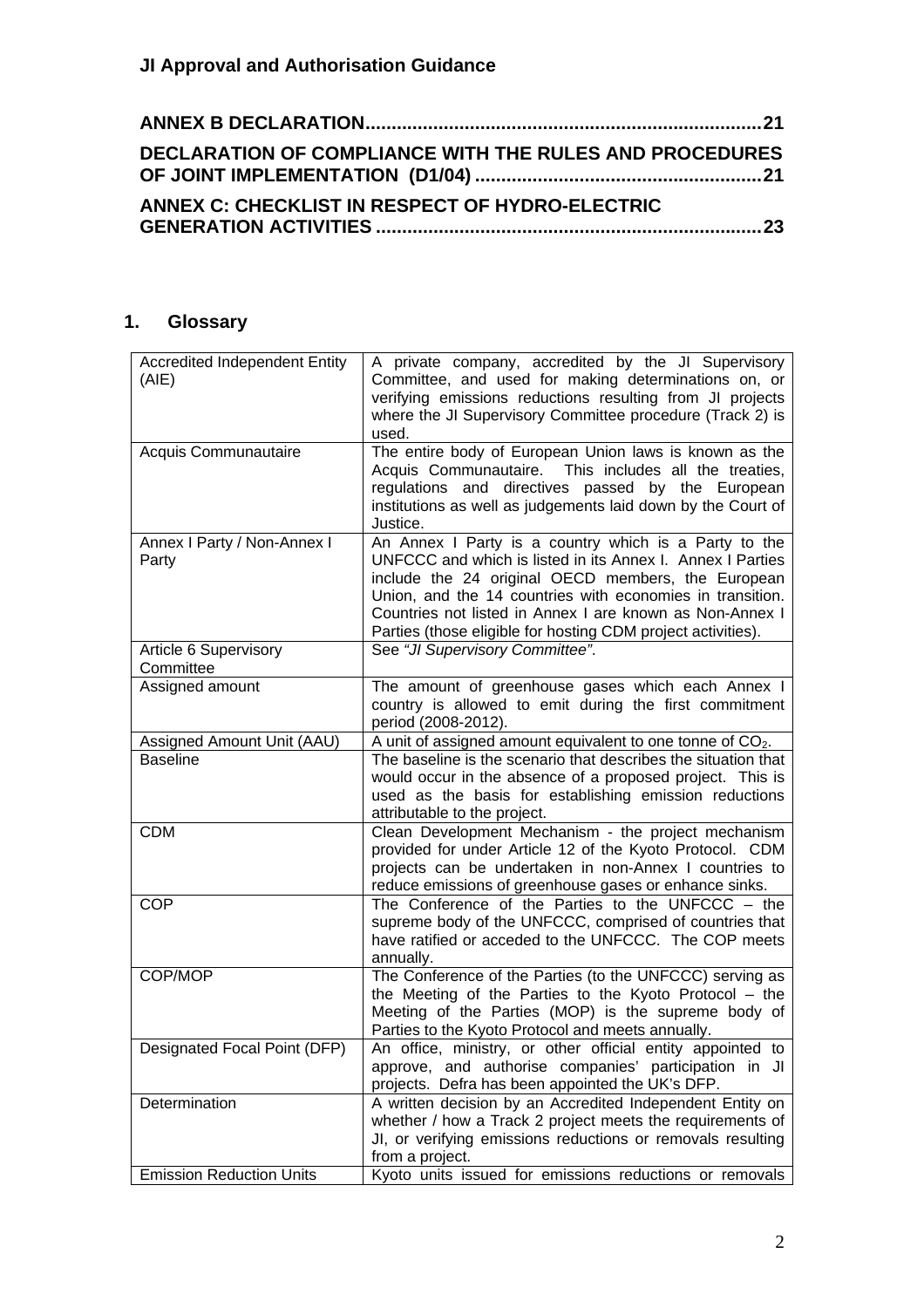**ANNEX B DECLARATION.......................................................................21**

**DECLARATION OF COMPLIANCE WITH THE RULES AND PROCEDURES OF JOINT IMPLEMENTATION (D1/04) ......................................................21**

**ANNEX C: CHECKLIST IN RESPECT OF HYDRO-ELECTRIC GENERATION ACTIVITIES .........................................................................23**

## 1. Glossary

| | |
|---|---|
| Accredited Independent Entity (AIE) | A private company, accredited by the JI Supervisory Committee, and used for making determinations on, or verifying emissions reductions resulting from JI projects where the JI Supervisory Committee procedure (Track 2) is used. |
| Acquis Communautaire | The entire body of European Union laws is known as the Acquis Communautaire. This includes all the treaties, regulations and directives passed by the European institutions as well as judgements laid down by the Court of Justice. |
| Annex I Party / Non-Annex I Party | An Annex I Party is a country which is a Party to the UNFCCC and which is listed in its Annex I. Annex I Parties include the 24 original OECD members, the European Union, and the 14 countries with economies in transition. Countries not listed in Annex I are known as Non-Annex I Parties (those eligible for hosting CDM project activities). |
| Article 6 Supervisory Committee | See *"JI Supervisory Committee"*. |
| Assigned amount | The amount of greenhouse gases which each Annex I country is allowed to emit during the first commitment period (2008-2012). |
| Assigned Amount Unit (AAU) | A unit of assigned amount equivalent to one tonne of $CO_2$. |
| Baseline | The baseline is the scenario that describes the situation that would occur in the absence of a proposed project. This is used as the basis for establishing emission reductions attributable to the project. |
| CDM | Clean Development Mechanism - the project mechanism provided for under Article 12 of the Kyoto Protocol. CDM projects can be undertaken in non-Annex I countries to reduce emissions of greenhouse gases or enhance sinks. |
| COP | The Conference of the Parties to the UNFCCC – the supreme body of the UNFCCC, comprised of countries that have ratified or acceded to the UNFCCC. The COP meets annually. |
| COP/MOP | The Conference of the Parties (to the UNFCCC) serving as the Meeting of the Parties to the Kyoto Protocol – the Meeting of the Parties (MOP) is the supreme body of Parties to the Kyoto Protocol and meets annually. |
| Designated Focal Point (DFP) | An office, ministry, or other official entity appointed to approve, and authorise companies' participation in JI projects. Defra has been appointed the UK's DFP. |
| Determination | A written decision by an Accredited Independent Entity on whether / how a Track 2 project meets the requirements of JI, or verifying emissions reductions or removals resulting from a project. |
| Emission Reduction Units | Kyoto units issued for emissions reductions or removals |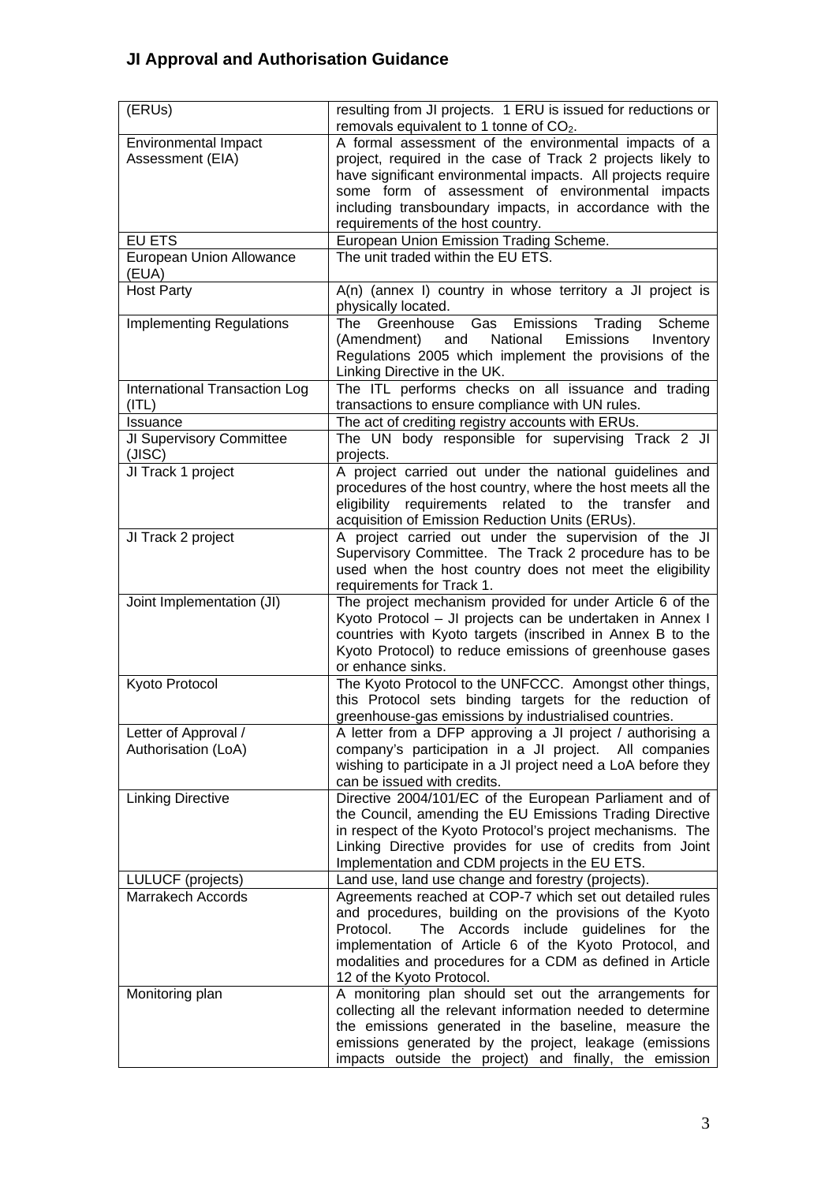| | |
|---|---|
| (ERUs) | resulting from JI projects. 1 ERU is issued for reductions or removals equivalent to 1 tonne of $CO_2$. |
| Environmental Impact Assessment (EIA) | A formal assessment of the environmental impacts of a project, required in the case of Track 2 projects likely to have significant environmental impacts. All projects require some form of assessment of environmental impacts including transboundary impacts, in accordance with the requirements of the host country. |
| EU ETS | European Union Emission Trading Scheme. |
| European Union Allowance (EUA) | The unit traded within the EU ETS. |
| Host Party | A(n) (annex I) country in whose territory a JI project is physically located. |
| Implementing Regulations | The Greenhouse Gas Emissions Trading Scheme (Amendment) and National Emissions Inventory Regulations 2005 which implement the provisions of the Linking Directive in the UK. |
| International Transaction Log (ITL) | The ITL performs checks on all issuance and trading transactions to ensure compliance with UN rules. |
| Issuance | The act of crediting registry accounts with ERUs. |
| JI Supervisory Committee (JISC) | The UN body responsible for supervising Track 2 JI projects. |
| JI Track 1 project | A project carried out under the national guidelines and procedures of the host country, where the host meets all the eligibility requirements related to the transfer and acquisition of Emission Reduction Units (ERUs). |
| JI Track 2 project | A project carried out under the supervision of the JI Supervisory Committee. The Track 2 procedure has to be used when the host country does not meet the eligibility requirements for Track 1. |
| Joint Implementation (JI) | The project mechanism provided for under Article 6 of the Kyoto Protocol – JI projects can be undertaken in Annex I countries with Kyoto targets (inscribed in Annex B to the Kyoto Protocol) to reduce emissions of greenhouse gases or enhance sinks. |
| Kyoto Protocol | The Kyoto Protocol to the UNFCCC. Amongst other things, this Protocol sets binding targets for the reduction of greenhouse-gas emissions by industrialised countries. |
| Letter of Approval / Authorisation (LoA) | A letter from a DFP approving a JI project / authorising a company's participation in a JI project. All companies wishing to participate in a JI project need a LoA before they can be issued with credits. |
| Linking Directive | Directive 2004/101/EC of the European Parliament and of the Council, amending the EU Emissions Trading Directive in respect of the Kyoto Protocol's project mechanisms. The Linking Directive provides for use of credits from Joint Implementation and CDM projects in the EU ETS. |
| LULUCF (projects) | Land use, land use change and forestry (projects). |
| Marrakech Accords | Agreements reached at COP-7 which set out detailed rules and procedures, building on the provisions of the Kyoto Protocol. The Accords include guidelines for the implementation of Article 6 of the Kyoto Protocol, and modalities and procedures for a CDM as defined in Article 12 of the Kyoto Protocol. |
| Monitoring plan | A monitoring plan should set out the arrangements for collecting all the relevant information needed to determine the emissions generated in the baseline, measure the emissions generated by the project, leakage (emissions impacts outside the project) and finally, the emission |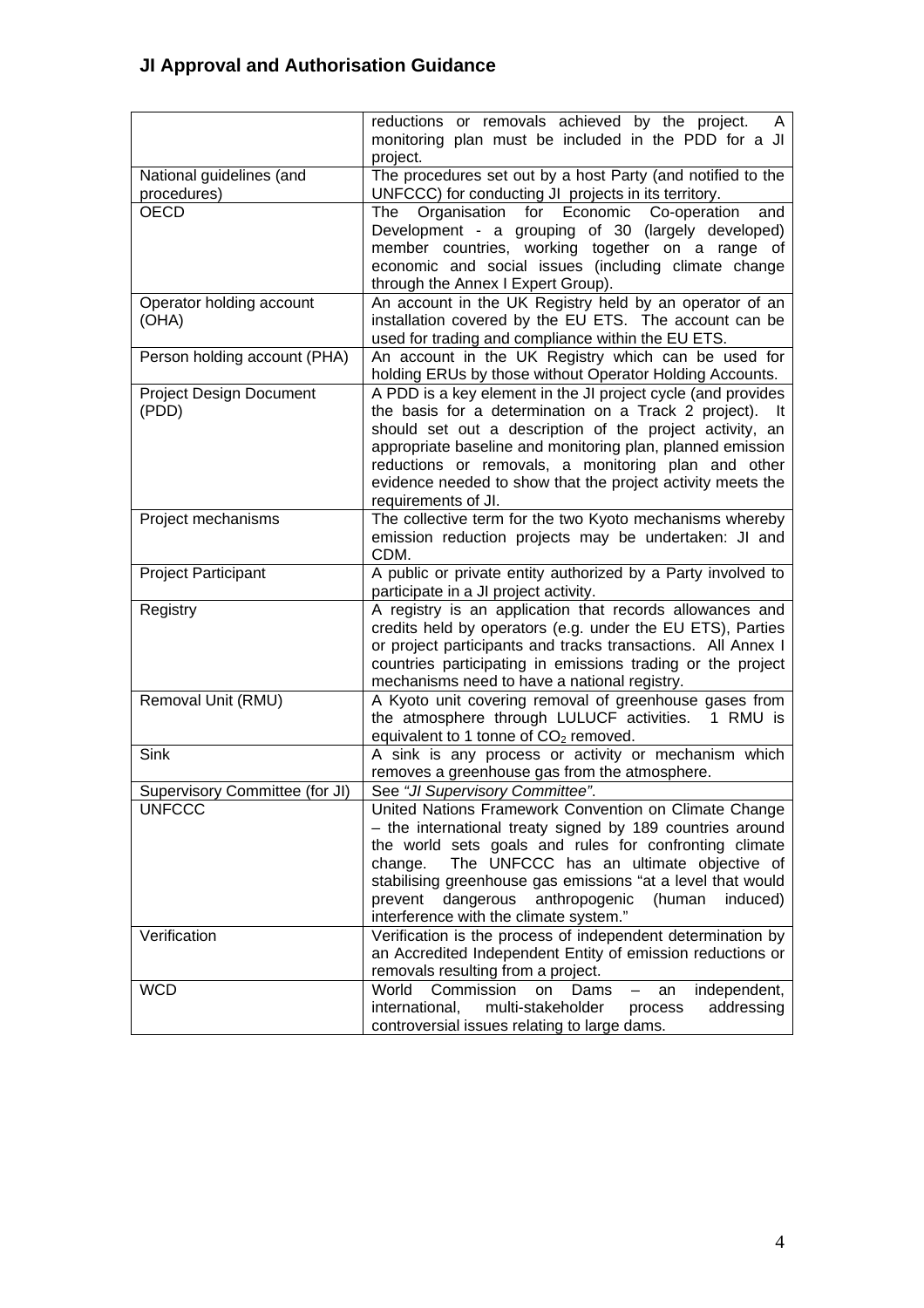| | |
|---|---|
| | reductions or removals achieved by the project. A monitoring plan must be included in the PDD for a JI project. |
| National guidelines (and procedures) | The procedures set out by a host Party (and notified to the UNFCCC) for conducting JI projects in its territory. |
| OECD | The Organisation for Economic Co-operation and Development - a grouping of 30 (largely developed) member countries, working together on a range of economic and social issues (including climate change through the Annex I Expert Group). |
| Operator holding account (OHA) | An account in the UK Registry held by an operator of an installation covered by the EU ETS. The account can be used for trading and compliance within the EU ETS. |
| Person holding account (PHA) | An account in the UK Registry which can be used for holding ERUs by those without Operator Holding Accounts. |
| Project Design Document (PDD) | A PDD is a key element in the JI project cycle (and provides the basis for a determination on a Track 2 project). It should set out a description of the project activity, an appropriate baseline and monitoring plan, planned emission reductions or removals, a monitoring plan and other evidence needed to show that the project activity meets the requirements of JI. |
| Project mechanisms | The collective term for the two Kyoto mechanisms whereby emission reduction projects may be undertaken: JI and CDM. |
| Project Participant | A public or private entity authorized by a Party involved to participate in a JI project activity. |
| Registry | A registry is an application that records allowances and credits held by operators (e.g. under the EU ETS), Parties or project participants and tracks transactions. All Annex I countries participating in emissions trading or the project mechanisms need to have a national registry. |
| Removal Unit (RMU) | A Kyoto unit covering removal of greenhouse gases from the atmosphere through LULUCF activities. 1 RMU is equivalent to 1 tonne of $CO_2$ removed. |
| Sink | A sink is any process or activity or mechanism which removes a greenhouse gas from the atmosphere. |
| Supervisory Committee (for JI) | See *"JI Supervisory Committee"*. |
| UNFCCC | United Nations Framework Convention on Climate Change – the international treaty signed by 189 countries around the world sets goals and rules for confronting climate change. The UNFCCC has an ultimate objective of stabilising greenhouse gas emissions "at a level that would prevent dangerous anthropogenic (human induced) interference with the climate system." |
| Verification | Verification is the process of independent determination by an Accredited Independent Entity of emission reductions or removals resulting from a project. |
| WCD | World Commission on Dams – an independent, international, multi-stakeholder process addressing controversial issues relating to large dams. |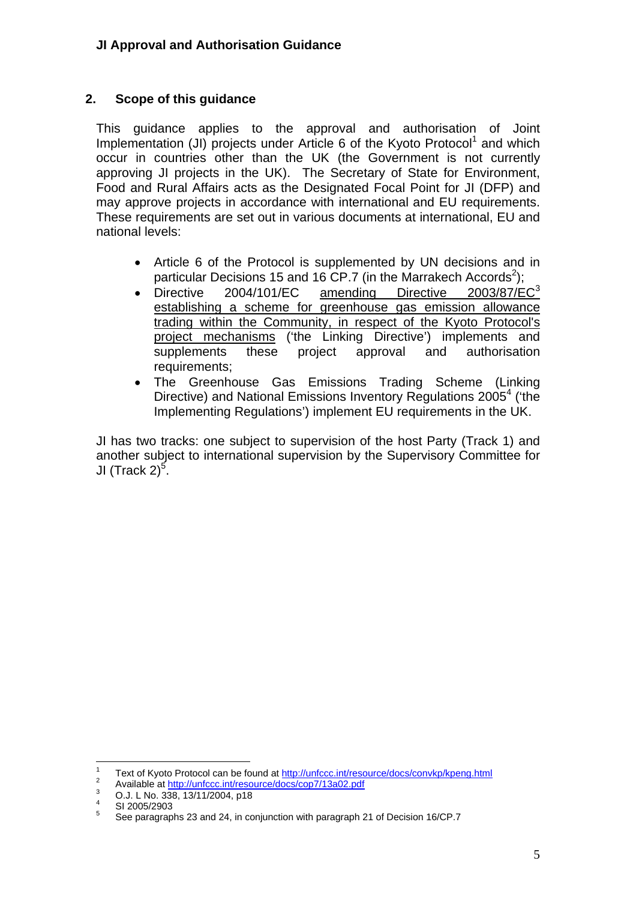## 2. Scope of this guidance

This guidance applies to the approval and authorisation of Joint Implementation (JI) projects under Article 6 of the Kyoto Protocol[1] and which occur in countries other than the UK (the Government is not currently approving JI projects in the UK). The Secretary of State for Environment, Food and Rural Affairs acts as the Designated Focal Point for JI (DFP) and may approve projects in accordance with international and EU requirements. These requirements are set out in various documents at international, EU and national levels:

- Article 6 of the Protocol is supplemented by UN decisions and in particular Decisions 15 and 16 CP.7 (in the Marrakech Accords[2]);
- Directive 2004/101/EC amending Directive 2003/87/EC[3] establishing a scheme for greenhouse gas emission allowance trading within the Community, in respect of the Kyoto Protocol's project mechanisms ('the Linking Directive') implements and supplements these project approval and authorisation requirements;
- The Greenhouse Gas Emissions Trading Scheme (Linking Directive) and National Emissions Inventory Regulations 2005[4] ('the Implementing Regulations') implement EU requirements in the UK.

JI has two tracks: one subject to supervision of the host Party (Track 1) and another subject to international supervision by the Supervisory Committee for JI (Track 2)[5].

---

[1] Text of Kyoto Protocol can be found at http://unfccc.int/resource/docs/convkp/kpeng.html

[2] Available at http://unfccc.int/resource/docs/cop7/13a02.pdf

[3] O.J. L No. 338, 13/11/2004, p18

[4] SI 2005/2903

[5] See paragraphs 23 and 24, in conjunction with paragraph 21 of Decision 16/CP.7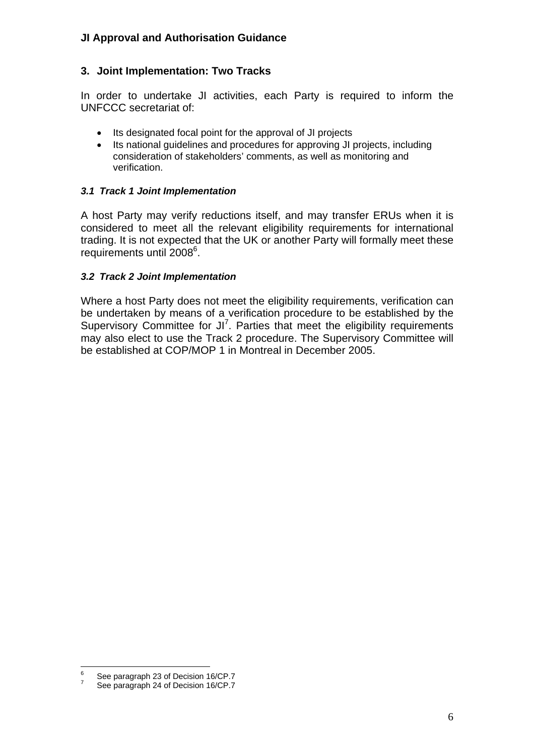## 3. Joint Implementation: Two Tracks

In order to undertake JI activities, each Party is required to inform the UNFCCC secretariat of:

- Its designated focal point for the approval of JI projects
- Its national guidelines and procedures for approving JI projects, including consideration of stakeholders' comments, as well as monitoring and verification.

### *3.1 Track 1 Joint Implementation*

A host Party may verify reductions itself, and may transfer ERUs when it is considered to meet all the relevant eligibility requirements for international trading. It is not expected that the UK or another Party will formally meet these requirements until 2008[6].

### *3.2 Track 2 Joint Implementation*

Where a host Party does not meet the eligibility requirements, verification can be undertaken by means of a verification procedure to be established by the Supervisory Committee for JI[7]. Parties that meet the eligibility requirements may also elect to use the Track 2 procedure. The Supervisory Committee will be established at COP/MOP 1 in Montreal in December 2005.

---

[6] See paragraph 23 of Decision 16/CP.7

[7] See paragraph 24 of Decision 16/CP.7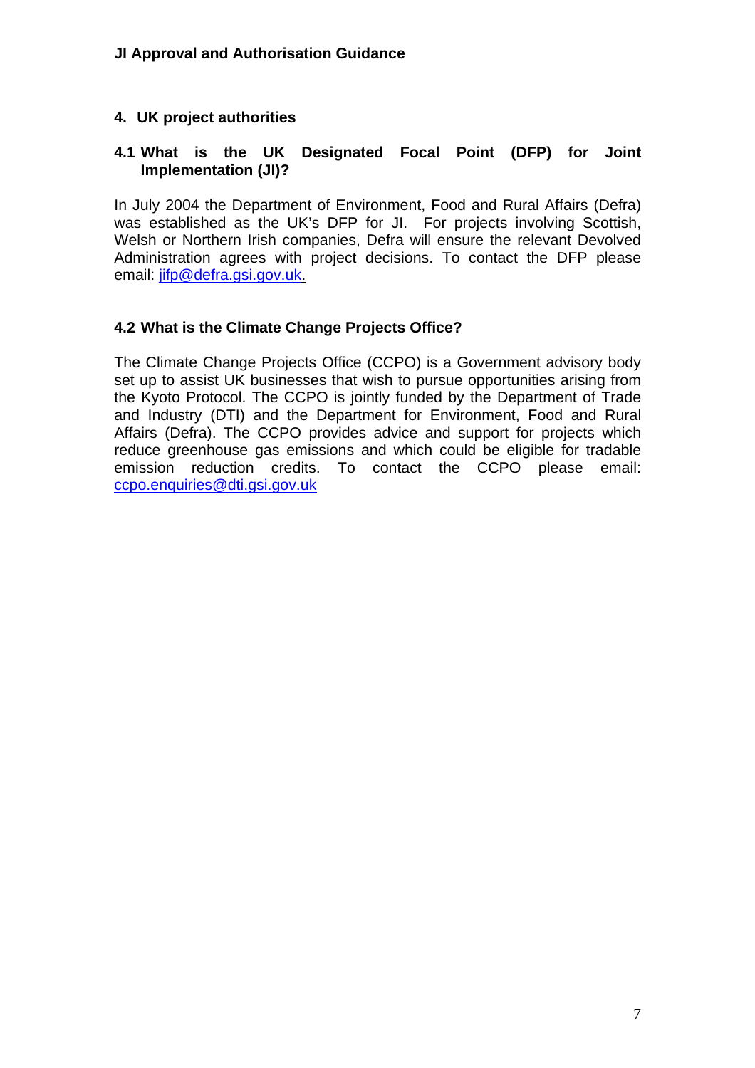## 4. UK project authorities

### 4.1 What is the UK Designated Focal Point (DFP) for Joint Implementation (JI)?

In July 2004 the Department of Environment, Food and Rural Affairs (Defra) was established as the UK's DFP for JI. For projects involving Scottish, Welsh or Northern Irish companies, Defra will ensure the relevant Devolved Administration agrees with project decisions. To contact the DFP please email: jifp@defra.gsi.gov.uk.

### 4.2 What is the Climate Change Projects Office?

The Climate Change Projects Office (CCPO) is a Government advisory body set up to assist UK businesses that wish to pursue opportunities arising from the Kyoto Protocol. The CCPO is jointly funded by the Department of Trade and Industry (DTI) and the Department for Environment, Food and Rural Affairs (Defra). The CCPO provides advice and support for projects which reduce greenhouse gas emissions and which could be eligible for tradable emission reduction credits. To contact the CCPO please email: ccpo.enquiries@dti.gsi.gov.uk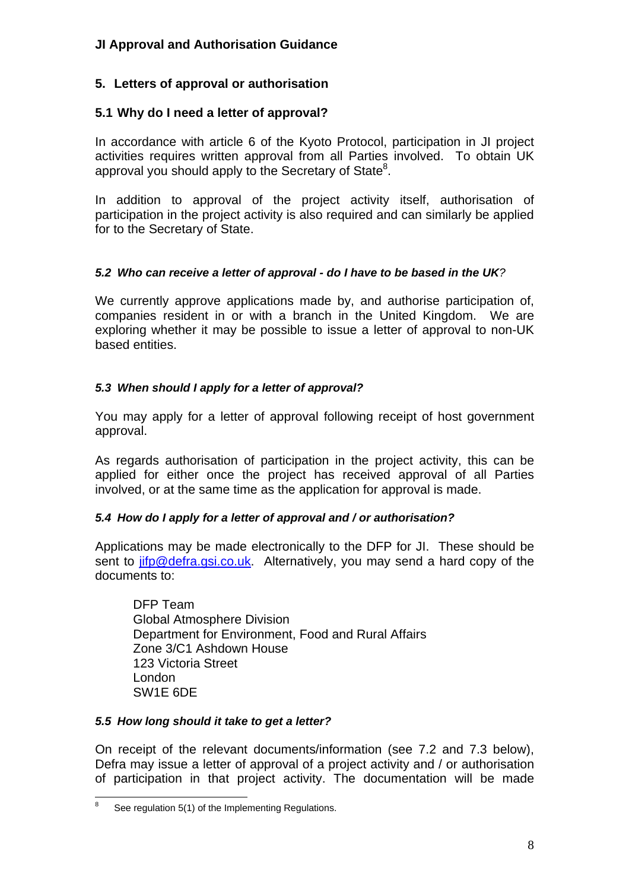## 5. Letters of approval or authorisation

### 5.1 Why do I need a letter of approval?

In accordance with article 6 of the Kyoto Protocol, participation in JI project activities requires written approval from all Parties involved. To obtain UK approval you should apply to the Secretary of State[8].

In addition to approval of the project activity itself, authorisation of participation in the project activity is also required and can similarly be applied for to the Secretary of State.

### *5.2 Who can receive a letter of approval - do I have to be based in the UK?*

We currently approve applications made by, and authorise participation of, companies resident in or with a branch in the United Kingdom. We are exploring whether it may be possible to issue a letter of approval to non-UK based entities.

### *5.3 When should I apply for a letter of approval?*

You may apply for a letter of approval following receipt of host government approval.

As regards authorisation of participation in the project activity, this can be applied for either once the project has received approval of all Parties involved, or at the same time as the application for approval is made.

### *5.4 How do I apply for a letter of approval and / or authorisation?*

Applications may be made electronically to the DFP for JI. These should be sent to jifp@defra.gsi.co.uk. Alternatively, you may send a hard copy of the documents to:

DFP Team
Global Atmosphere Division
Department for Environment, Food and Rural Affairs
Zone 3/C1 Ashdown House
123 Victoria Street
London
SW1E 6DE

### *5.5 How long should it take to get a letter?*

On receipt of the relevant documents/information (see 7.2 and 7.3 below), Defra may issue a letter of approval of a project activity and / or authorisation of participation in that project activity. The documentation will be made

---

[8] See regulation 5(1) of the Implementing Regulations.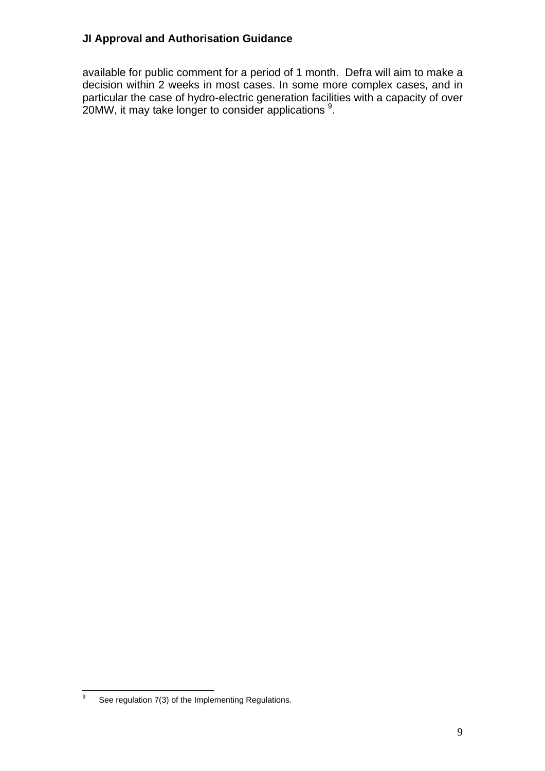available for public comment for a period of 1 month. Defra will aim to make a decision within 2 weeks in most cases. In some more complex cases, and in particular the case of hydro-electric generation facilities with a capacity of over 20MW, it may take longer to consider applications [9].

---

[9] See regulation 7(3) of the Implementing Regulations.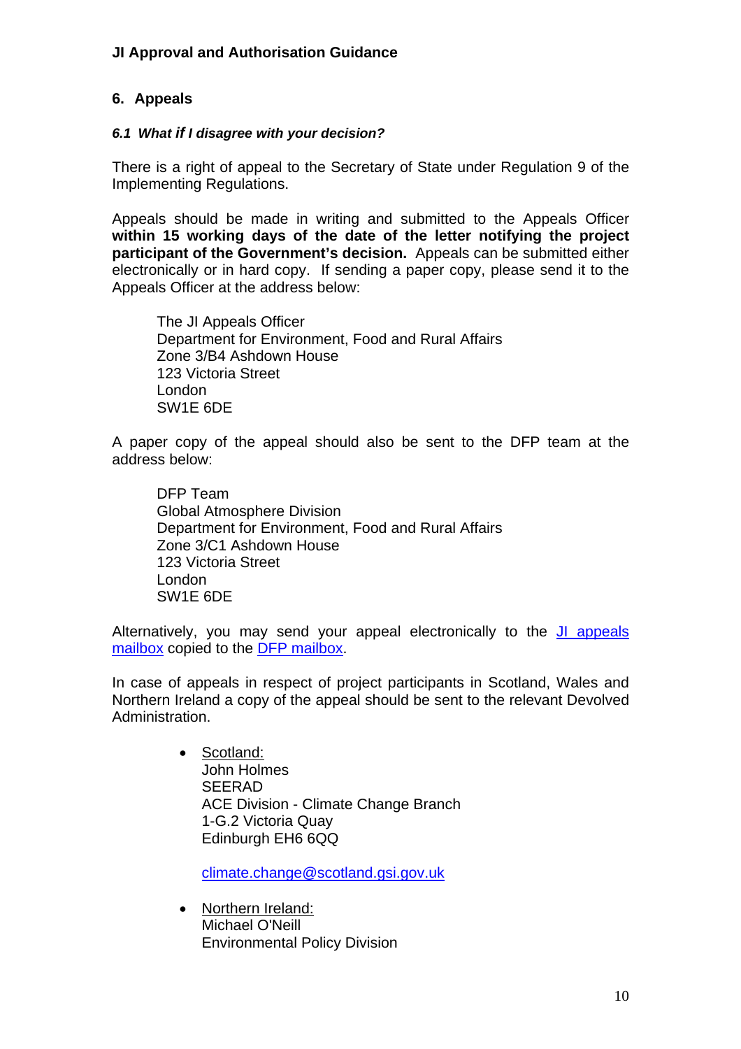## 6. Appeals

### *6.1 What if I disagree with your decision?*

There is a right of appeal to the Secretary of State under Regulation 9 of the Implementing Regulations.

Appeals should be made in writing and submitted to the Appeals Officer **within 15 working days of the date of the letter notifying the project participant of the Government's decision.** Appeals can be submitted either electronically or in hard copy. If sending a paper copy, please send it to the Appeals Officer at the address below:

> The JI Appeals Officer
> Department for Environment, Food and Rural Affairs
> Zone 3/B4 Ashdown House
> 123 Victoria Street
> London
> SW1E 6DE

A paper copy of the appeal should also be sent to the DFP team at the address below:

> DFP Team
> Global Atmosphere Division
> Department for Environment, Food and Rural Affairs
> Zone 3/C1 Ashdown House
> 123 Victoria Street
> London
> SW1E 6DE

Alternatively, you may send your appeal electronically to the JI appeals mailbox copied to the DFP mailbox.

In case of appeals in respect of project participants in Scotland, Wales and Northern Ireland a copy of the appeal should be sent to the relevant Devolved Administration.

- Scotland:
  John Holmes
  SEERAD
  ACE Division - Climate Change Branch
  1-G.2 Victoria Quay
  Edinburgh EH6 6QQ

  climate.change@scotland.gsi.gov.uk

- Northern Ireland:
  Michael O'Neill
  Environmental Policy Division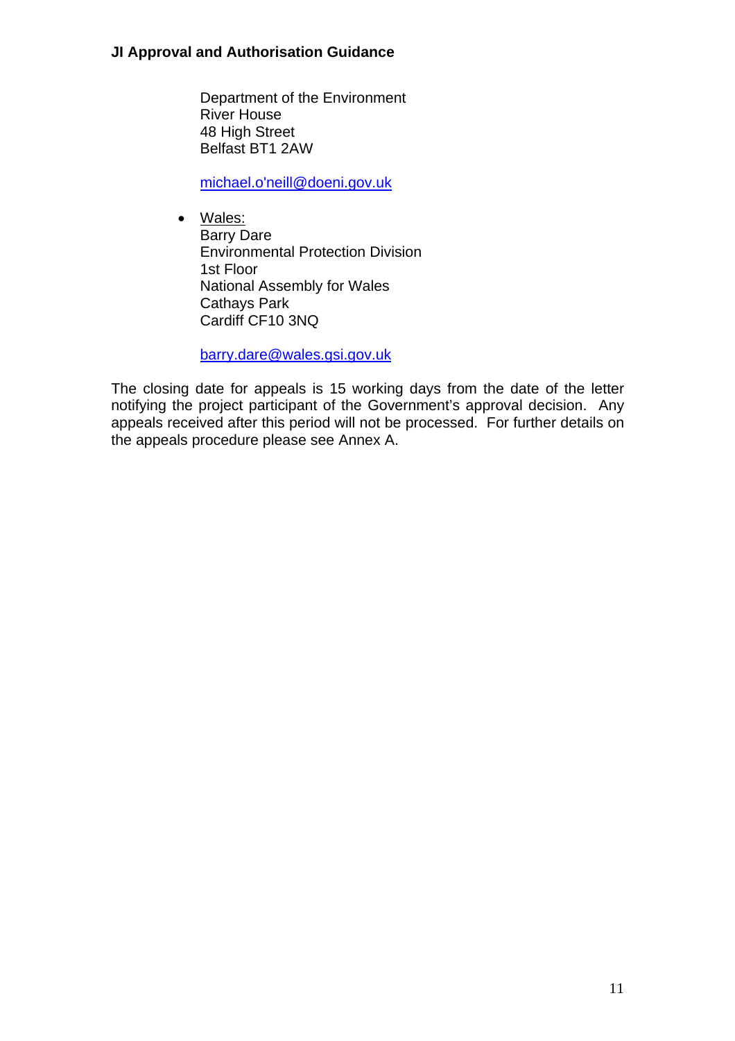Department of the Environment
River House
48 High Street
Belfast BT1 2AW

michael.o'neill@doeni.gov.uk

- Wales:
  Barry Dare
  Environmental Protection Division
  1st Floor
  National Assembly for Wales
  Cathays Park
  Cardiff CF10 3NQ

  barry.dare@wales.gsi.gov.uk

The closing date for appeals is 15 working days from the date of the letter notifying the project participant of the Government's approval decision. Any appeals received after this period will not be processed. For further details on the appeals procedure please see Annex A.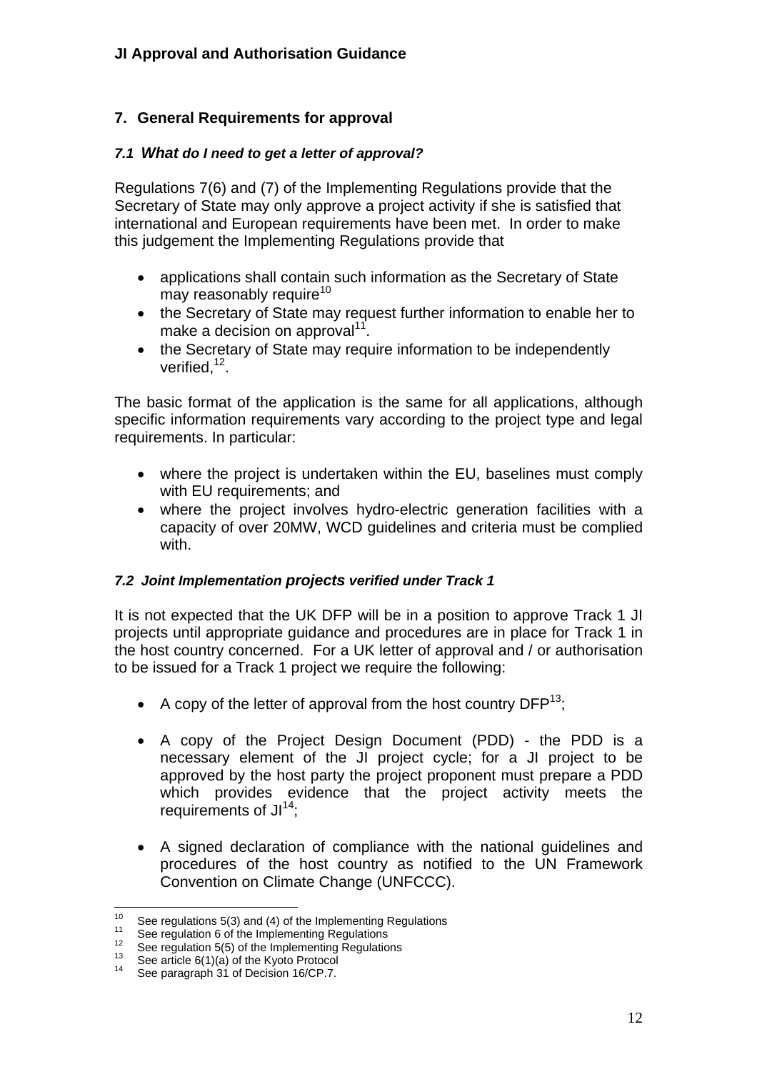## 7. General Requirements for approval

### *7.1 What do I need to get a letter of approval?*

Regulations 7(6) and (7) of the Implementing Regulations provide that the Secretary of State may only approve a project activity if she is satisfied that international and European requirements have been met. In order to make this judgement the Implementing Regulations provide that

- applications shall contain such information as the Secretary of State may reasonably require[10]
- the Secretary of State may request further information to enable her to make a decision on approval[11].
- the Secretary of State may require information to be independently verified,[12].

The basic format of the application is the same for all applications, although specific information requirements vary according to the project type and legal requirements. In particular:

- where the project is undertaken within the EU, baselines must comply with EU requirements; and
- where the project involves hydro-electric generation facilities with a capacity of over 20MW, WCD guidelines and criteria must be complied with.

### *7.2 Joint Implementation projects verified under Track 1*

It is not expected that the UK DFP will be in a position to approve Track 1 JI projects until appropriate guidance and procedures are in place for Track 1 in the host country concerned. For a UK letter of approval and / or authorisation to be issued for a Track 1 project we require the following:

- A copy of the letter of approval from the host country DFP[13];
- A copy of the Project Design Document (PDD) - the PDD is a necessary element of the JI project cycle; for a JI project to be approved by the host party the project proponent must prepare a PDD which provides evidence that the project activity meets the requirements of JI[14];
- A signed declaration of compliance with the national guidelines and procedures of the host country as notified to the UN Framework Convention on Climate Change (UNFCCC).

---

[10] See regulations 5(3) and (4) of the Implementing Regulations
[11] See regulation 6 of the Implementing Regulations
[12] See regulation 5(5) of the Implementing Regulations
[13] See article 6(1)(a) of the Kyoto Protocol
[14] See paragraph 31 of Decision 16/CP.7.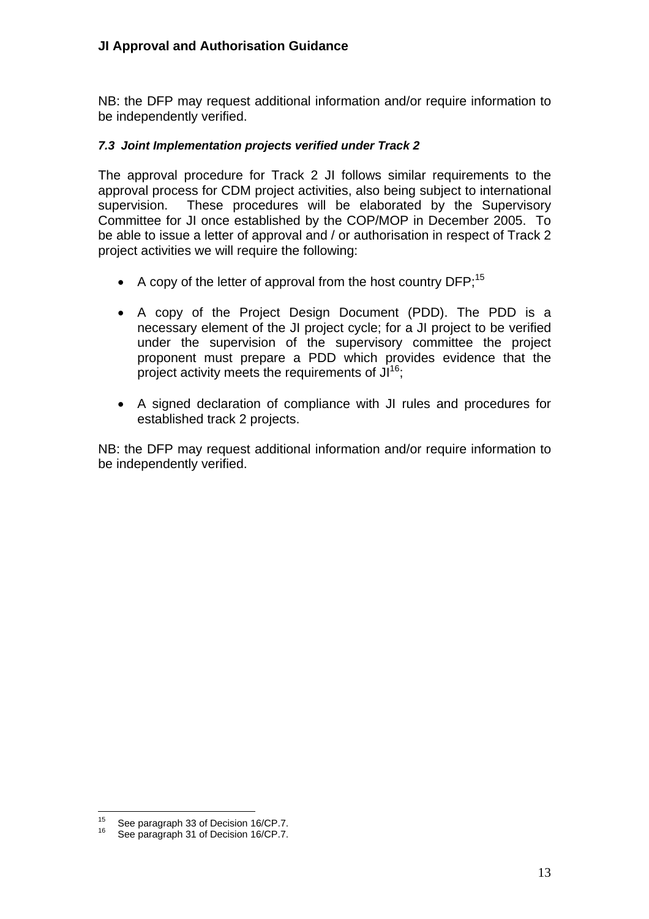NB: the DFP may request additional information and/or require information to be independently verified.

### *7.3 Joint Implementation projects verified under Track 2*

The approval procedure for Track 2 JI follows similar requirements to the approval process for CDM project activities, also being subject to international supervision. These procedures will be elaborated by the Supervisory Committee for JI once established by the COP/MOP in December 2005. To be able to issue a letter of approval and / or authorisation in respect of Track 2 project activities we will require the following:

- A copy of the letter of approval from the host country DFP;[15]
- A copy of the Project Design Document (PDD). The PDD is a necessary element of the JI project cycle; for a JI project to be verified under the supervision of the supervisory committee the project proponent must prepare a PDD which provides evidence that the project activity meets the requirements of JI[16];
- A signed declaration of compliance with JI rules and procedures for established track 2 projects.

NB: the DFP may request additional information and/or require information to be independently verified.

---

[15] See paragraph 33 of Decision 16/CP.7.

[16] See paragraph 31 of Decision 16/CP.7.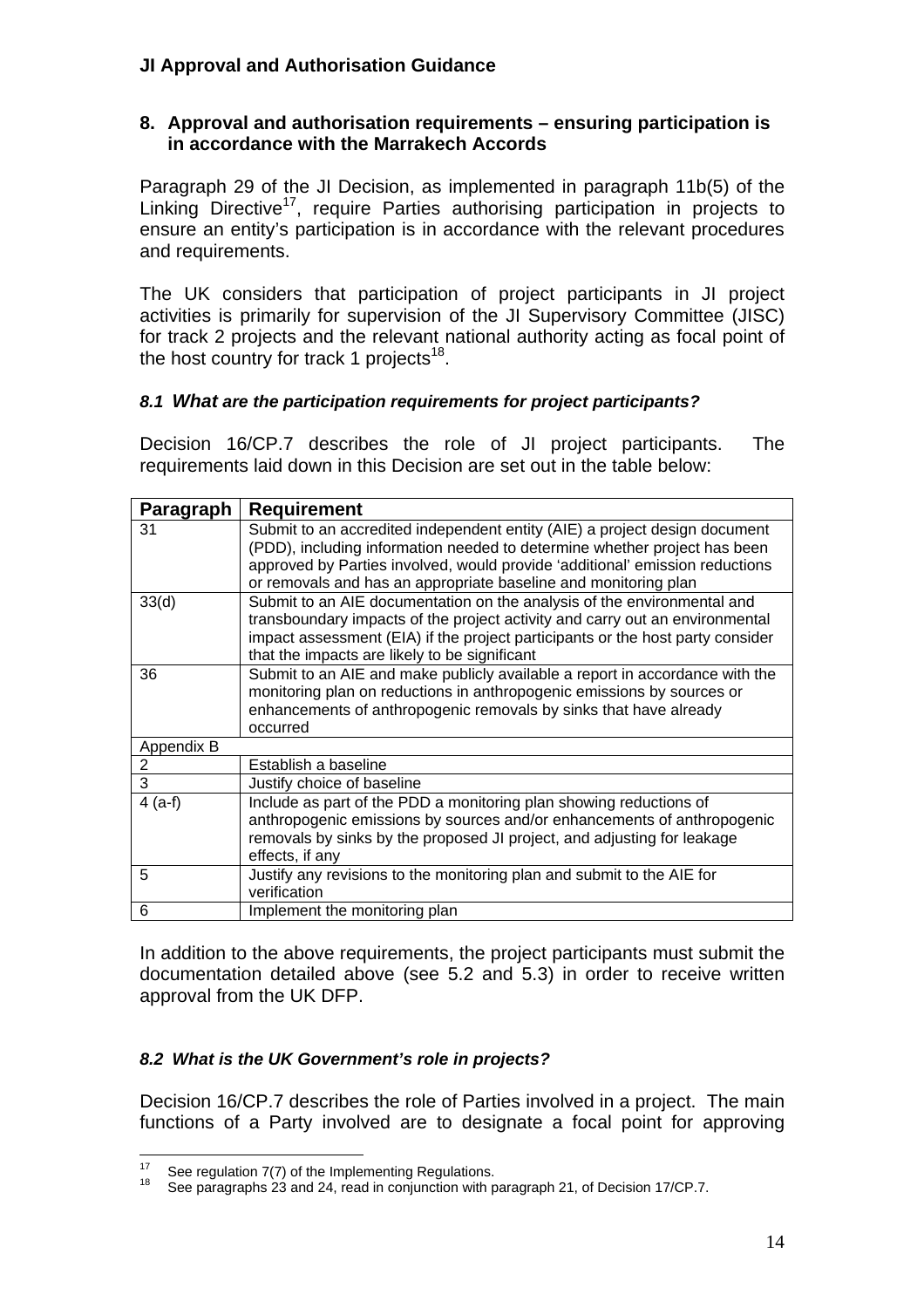## 8. Approval and authorisation requirements – ensuring participation is in accordance with the Marrakech Accords

Paragraph 29 of the JI Decision, as implemented in paragraph 11b(5) of the Linking Directive[17], require Parties authorising participation in projects to ensure an entity's participation is in accordance with the relevant procedures and requirements.

The UK considers that participation of project participants in JI project activities is primarily for supervision of the JI Supervisory Committee (JISC) for track 2 projects and the relevant national authority acting as focal point of the host country for track 1 projects[18].

### *8.1 What are the participation requirements for project participants?*

Decision 16/CP.7 describes the role of JI project participants. The requirements laid down in this Decision are set out in the table below:

| Paragraph | Requirement |
|---|---|
| 31 | Submit to an accredited independent entity (AIE) a project design document (PDD), including information needed to determine whether project has been approved by Parties involved, would provide 'additional' emission reductions or removals and has an appropriate baseline and monitoring plan |
| 33(d) | Submit to an AIE documentation on the analysis of the environmental and transboundary impacts of the project activity and carry out an environmental impact assessment (EIA) if the project participants or the host party consider that the impacts are likely to be significant |
| 36 | Submit to an AIE and make publicly available a report in accordance with the monitoring plan on reductions in anthropogenic emissions by sources or enhancements of anthropogenic removals by sinks that have already occurred |
| Appendix B | |
| 2 | Establish a baseline |
| 3 | Justify choice of baseline |
| 4 (a-f) | Include as part of the PDD a monitoring plan showing reductions of anthropogenic emissions by sources and/or enhancements of anthropogenic removals by sinks by the proposed JI project, and adjusting for leakage effects, if any |
| 5 | Justify any revisions to the monitoring plan and submit to the AIE for verification |
| 6 | Implement the monitoring plan |

In addition to the above requirements, the project participants must submit the documentation detailed above (see 5.2 and 5.3) in order to receive written approval from the UK DFP.

### *8.2 What is the UK Government's role in projects?*

Decision 16/CP.7 describes the role of Parties involved in a project. The main functions of a Party involved are to designate a focal point for approving

---

[17] See regulation 7(7) of the Implementing Regulations.

[18] See paragraphs 23 and 24, read in conjunction with paragraph 21, of Decision 17/CP.7.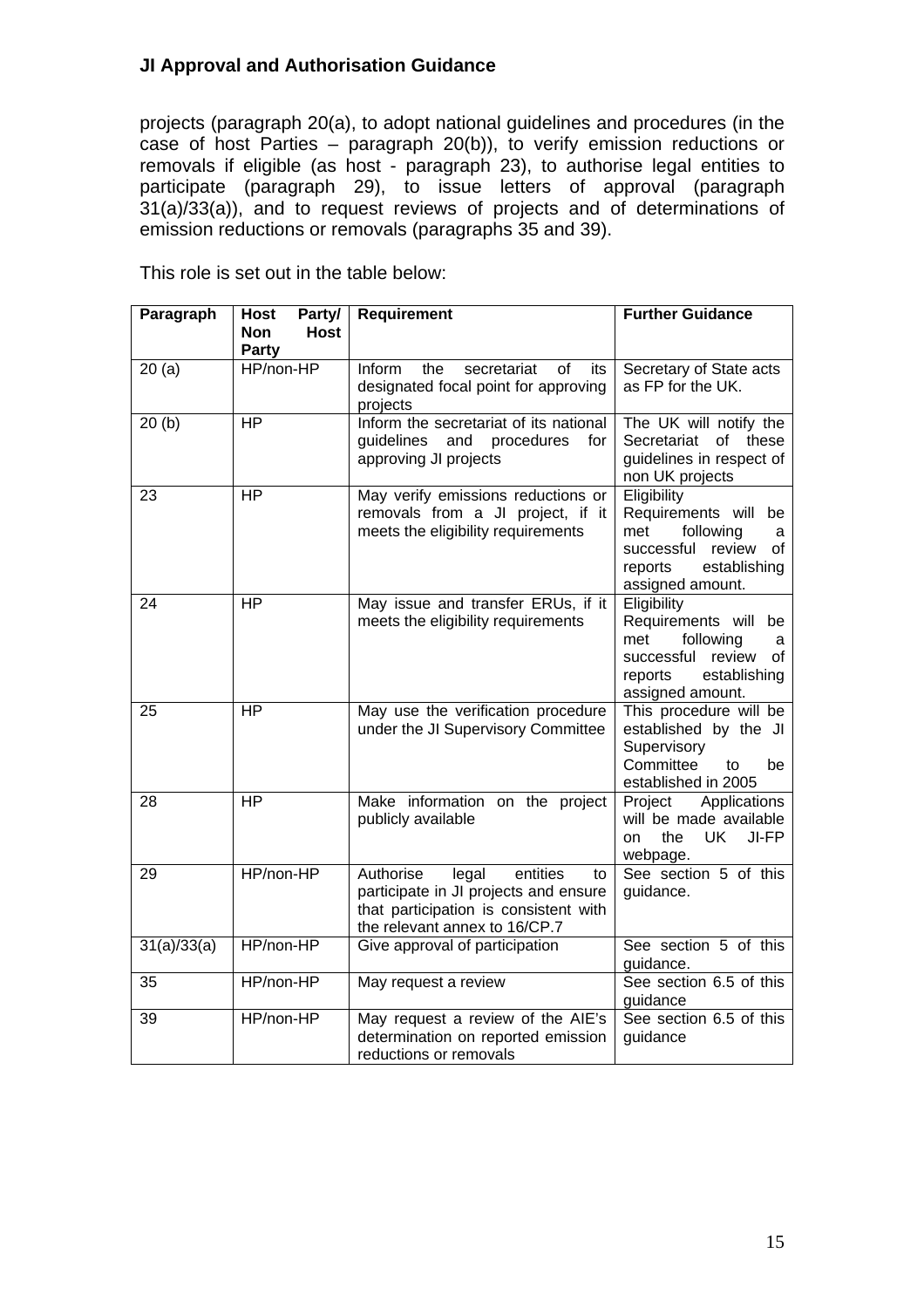projects (paragraph 20(a), to adopt national guidelines and procedures (in the case of host Parties – paragraph 20(b)), to verify emission reductions or removals if eligible (as host - paragraph 23), to authorise legal entities to participate (paragraph 29), to issue letters of approval (paragraph 31(a)/33(a)), and to request reviews of projects and of determinations of emission reductions or removals (paragraphs 35 and 39).

This role is set out in the table below:

| Paragraph | Host Party/ Non Host Party | Requirement | Further Guidance |
|---|---|---|---|
| 20 (a) | HP/non-HP | Inform the secretariat of its designated focal point for approving projects | Secretary of State acts as FP for the UK. |
| 20 (b) | HP | Inform the secretariat of its national guidelines and procedures for approving JI projects | The UK will notify the Secretariat of these guidelines in respect of non UK projects |
| 23 | HP | May verify emissions reductions or removals from a JI project, if it meets the eligibility requirements | Eligibility Requirements will be met following a successful review of reports establishing assigned amount. |
| 24 | HP | May issue and transfer ERUs, if it meets the eligibility requirements | Eligibility Requirements will be met following a successful review of reports establishing assigned amount. |
| 25 | HP | May use the verification procedure under the JI Supervisory Committee | This procedure will be established by the JI Supervisory Committee to be established in 2005 |
| 28 | HP | Make information on the project publicly available | Project Applications will be made available on the UK JI-FP webpage. |
| 29 | HP/non-HP | Authorise legal entities to participate in JI projects and ensure that participation is consistent with the relevant annex to 16/CP.7 | See section 5 of this guidance. |
| 31(a)/33(a) | HP/non-HP | Give approval of participation | See section 5 of this guidance. |
| 35 | HP/non-HP | May request a review | See section 6.5 of this guidance |
| 39 | HP/non-HP | May request a review of the AIE's determination on reported emission reductions or removals | See section 6.5 of this guidance |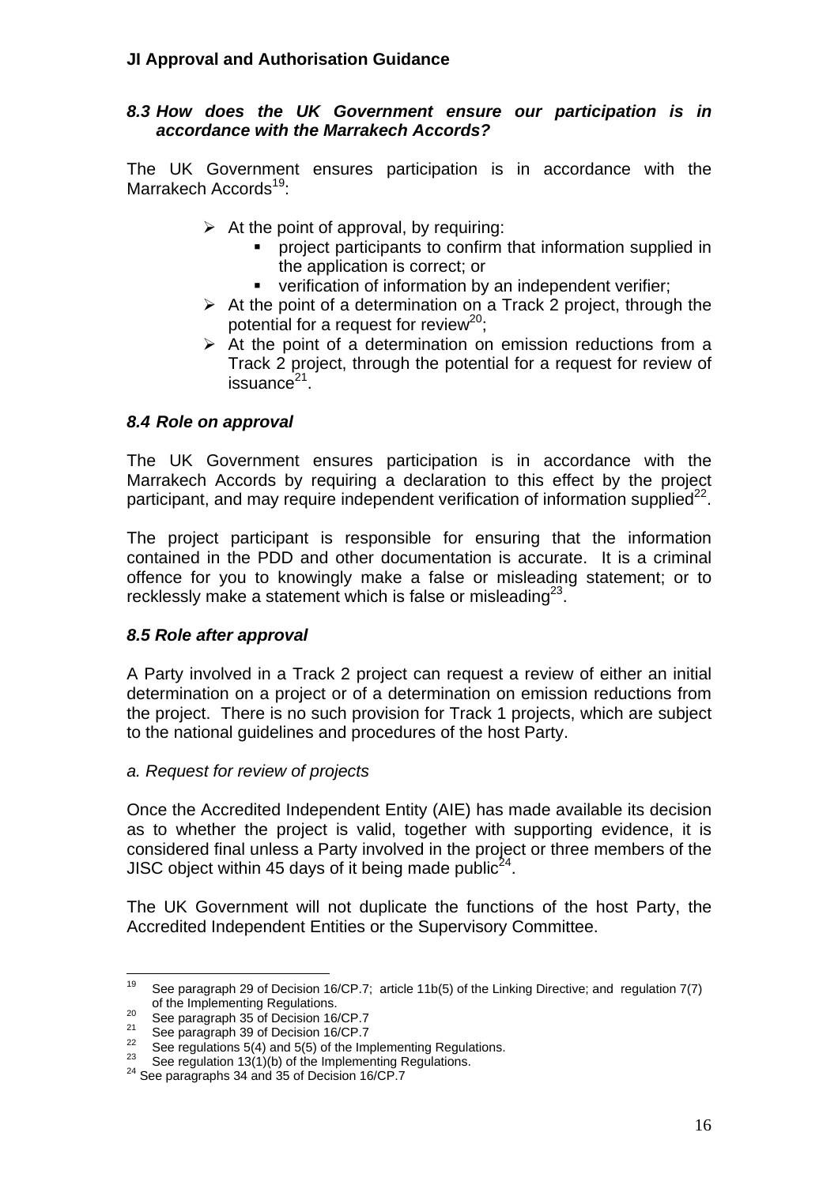### *8.3 How does the UK Government ensure our participation is in accordance with the Marrakech Accords?*

The UK Government ensures participation is in accordance with the Marrakech Accords[19]:

- At the point of approval, by requiring:
  - project participants to confirm that information supplied in the application is correct; or
  - verification of information by an independent verifier;
- At the point of a determination on a Track 2 project, through the potential for a request for review[20];
- At the point of a determination on emission reductions from a Track 2 project, through the potential for a request for review of issuance[21].

### *8.4 Role on approval*

The UK Government ensures participation is in accordance with the Marrakech Accords by requiring a declaration to this effect by the project participant, and may require independent verification of information supplied[22].

The project participant is responsible for ensuring that the information contained in the PDD and other documentation is accurate. It is a criminal offence for you to knowingly make a false or misleading statement; or to recklessly make a statement which is false or misleading[23].

### *8.5 Role after approval*

A Party involved in a Track 2 project can request a review of either an initial determination on a project or of a determination on emission reductions from the project. There is no such provision for Track 1 projects, which are subject to the national guidelines and procedures of the host Party.

*a. Request for review of projects*

Once the Accredited Independent Entity (AIE) has made available its decision as to whether the project is valid, together with supporting evidence, it is considered final unless a Party involved in the project or three members of the JISC object within 45 days of it being made public[24].

The UK Government will not duplicate the functions of the host Party, the Accredited Independent Entities or the Supervisory Committee.

---

[19] See paragraph 29 of Decision 16/CP.7; article 11b(5) of the Linking Directive; and regulation 7(7) of the Implementing Regulations.

[20] See paragraph 35 of Decision 16/CP.7

[21] See paragraph 39 of Decision 16/CP.7

[22] See regulations 5(4) and 5(5) of the Implementing Regulations.

[23] See regulation 13(1)(b) of the Implementing Regulations.

[24] See paragraphs 34 and 35 of Decision 16/CP.7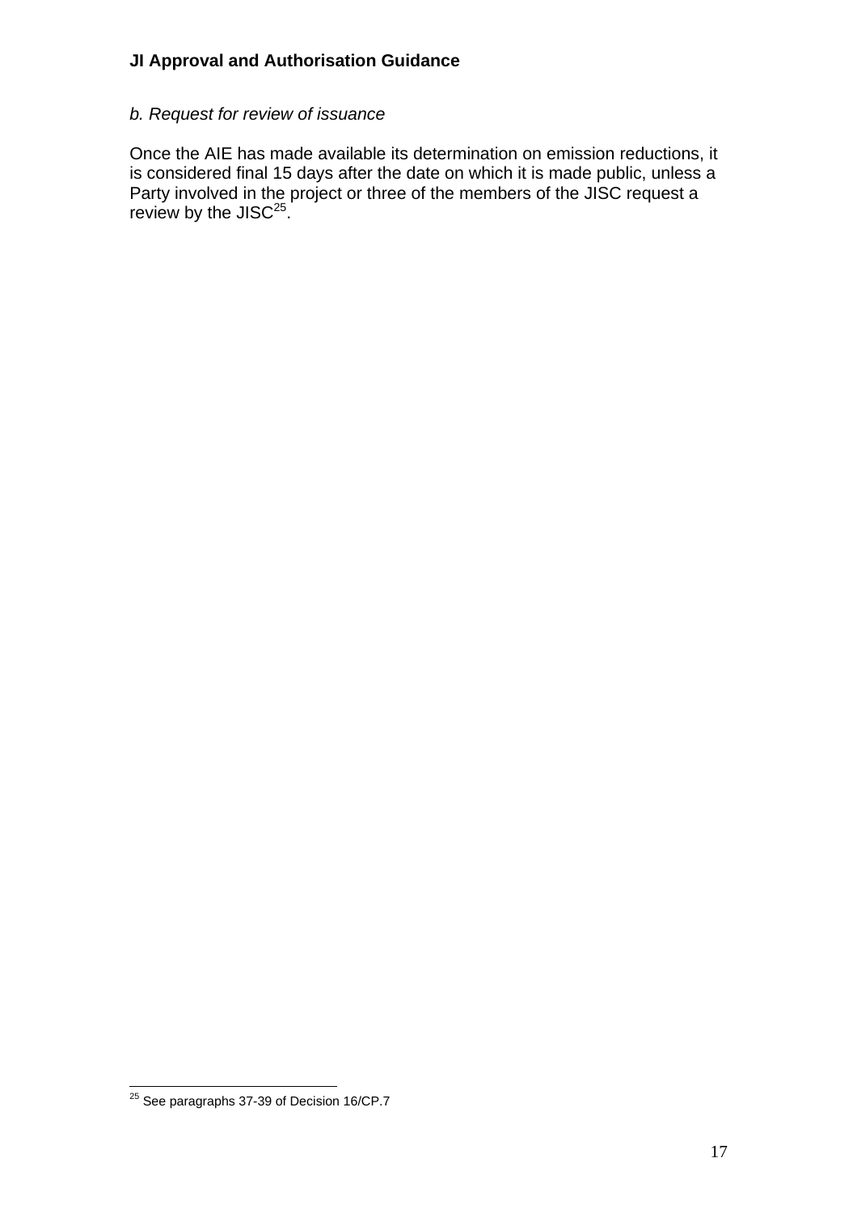*b. Request for review of issuance*

Once the AIE has made available its determination on emission reductions, it is considered final 15 days after the date on which it is made public, unless a Party involved in the project or three of the members of the JISC request a review by the JISC[25].

[25] See paragraphs 37-39 of Decision 16/CP.7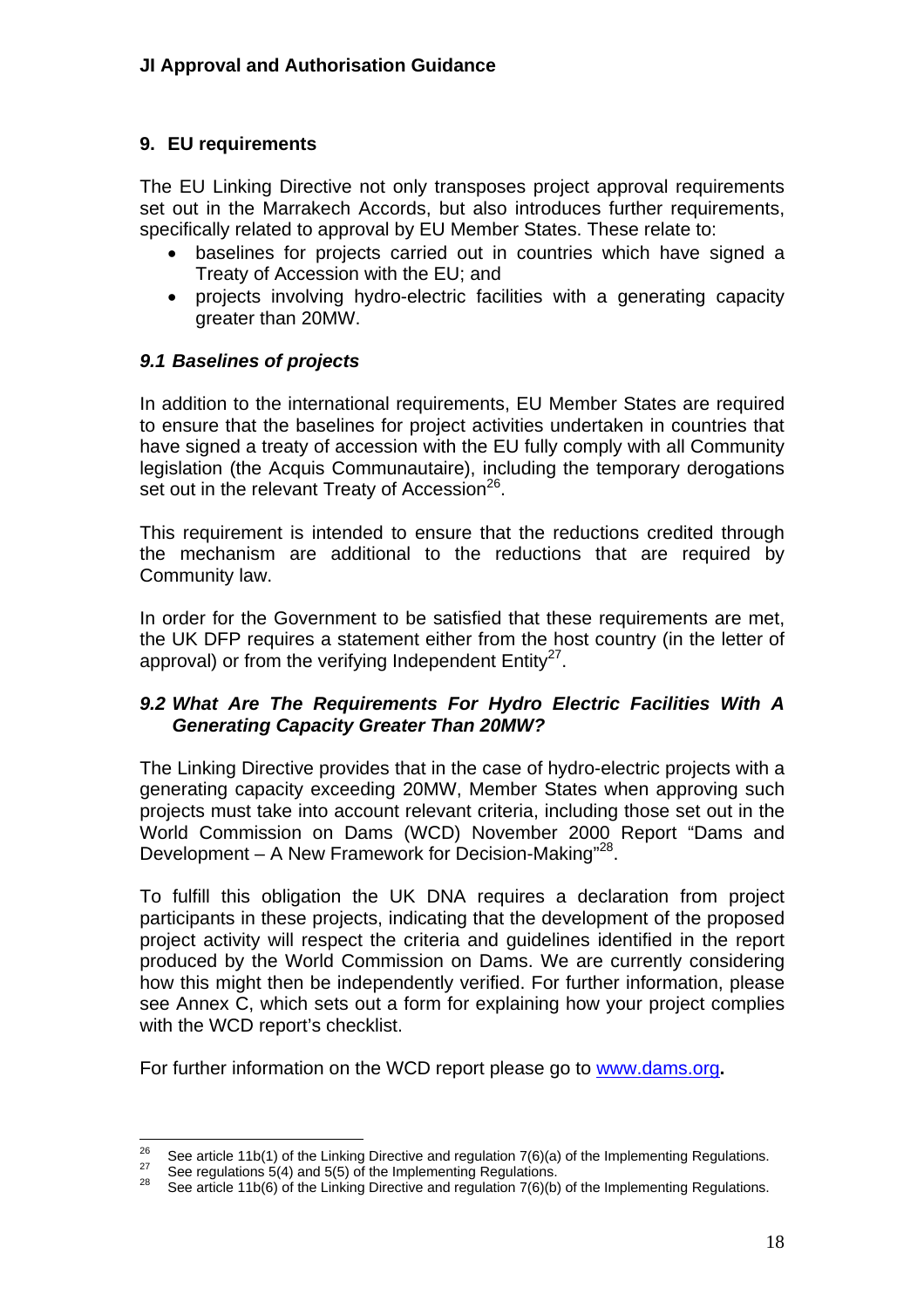## 9. EU requirements

The EU Linking Directive not only transposes project approval requirements set out in the Marrakech Accords, but also introduces further requirements, specifically related to approval by EU Member States. These relate to:

- baselines for projects carried out in countries which have signed a Treaty of Accession with the EU; and
- projects involving hydro-electric facilities with a generating capacity greater than 20MW.

### *9.1 Baselines of projects*

In addition to the international requirements, EU Member States are required to ensure that the baselines for project activities undertaken in countries that have signed a treaty of accession with the EU fully comply with all Community legislation (the Acquis Communautaire), including the temporary derogations set out in the relevant Treaty of Accession[26].

This requirement is intended to ensure that the reductions credited through the mechanism are additional to the reductions that are required by Community law.

In order for the Government to be satisfied that these requirements are met, the UK DFP requires a statement either from the host country (in the letter of approval) or from the verifying Independent Entity[27].

### *9.2 What Are The Requirements For Hydro Electric Facilities With A Generating Capacity Greater Than 20MW?*

The Linking Directive provides that in the case of hydro-electric projects with a generating capacity exceeding 20MW, Member States when approving such projects must take into account relevant criteria, including those set out in the World Commission on Dams (WCD) November 2000 Report "Dams and Development – A New Framework for Decision-Making"[28].

To fulfill this obligation the UK DNA requires a declaration from project participants in these projects, indicating that the development of the proposed project activity will respect the criteria and guidelines identified in the report produced by the World Commission on Dams. We are currently considering how this might then be independently verified. For further information, please see Annex C, which sets out a form for explaining how your project complies with the WCD report's checklist.

For further information on the WCD report please go to [www.dams.org](http://www.dams.org)**.**

---

[26] See article 11b(1) of the Linking Directive and regulation 7(6)(a) of the Implementing Regulations.

[27] See regulations 5(4) and 5(5) of the Implementing Regulations.

[28] See article 11b(6) of the Linking Directive and regulation 7(6)(b) of the Implementing Regulations.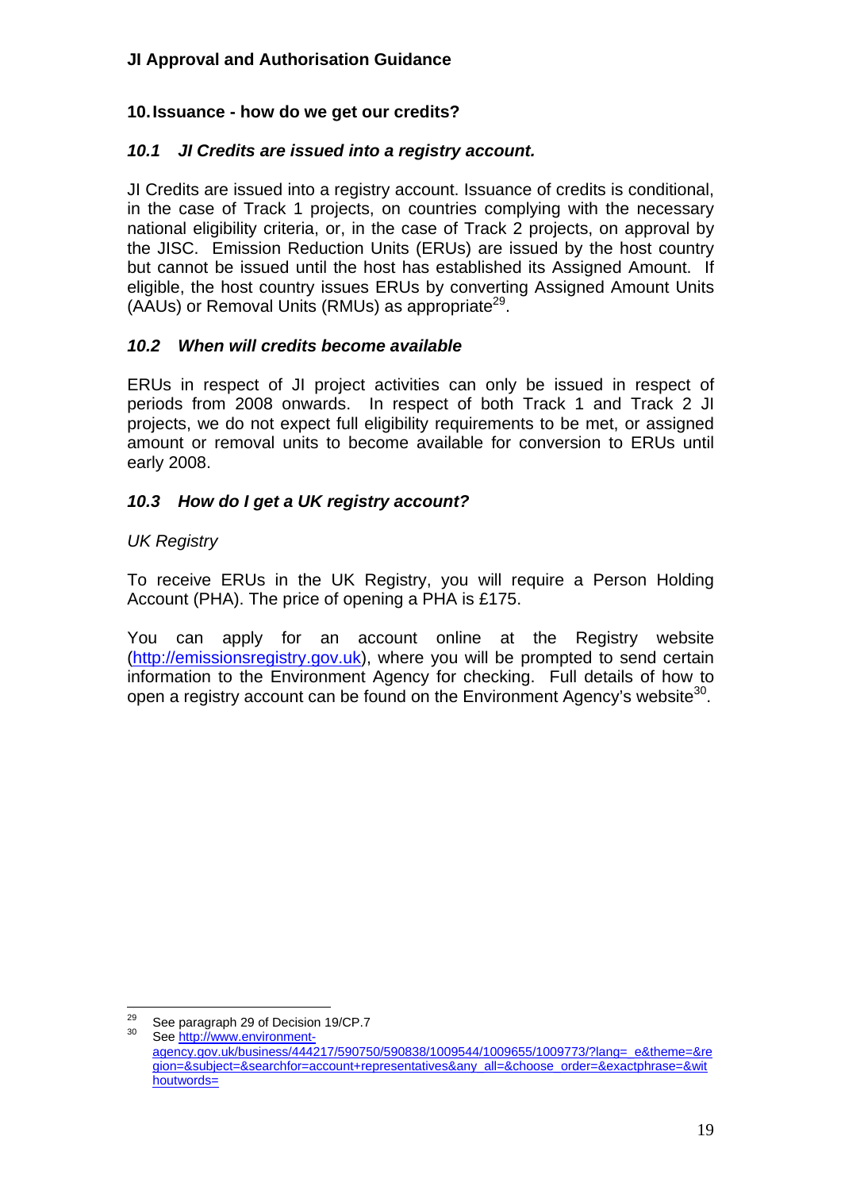## 10. Issuance - how do we get our credits?

### *10.1 JI Credits are issued into a registry account.*

JI Credits are issued into a registry account. Issuance of credits is conditional, in the case of Track 1 projects, on countries complying with the necessary national eligibility criteria, or, in the case of Track 2 projects, on approval by the JISC. Emission Reduction Units (ERUs) are issued by the host country but cannot be issued until the host has established its Assigned Amount. If eligible, the host country issues ERUs by converting Assigned Amount Units (AAUs) or Removal Units (RMUs) as appropriate[29].

### *10.2 When will credits become available*

ERUs in respect of JI project activities can only be issued in respect of periods from 2008 onwards. In respect of both Track 1 and Track 2 JI projects, we do not expect full eligibility requirements to be met, or assigned amount or removal units to become available for conversion to ERUs until early 2008.

### *10.3 How do I get a UK registry account?*

*UK Registry*

To receive ERUs in the UK Registry, you will require a Person Holding Account (PHA). The price of opening a PHA is £175.

You can apply for an account online at the Registry website (http://emissionsregistry.gov.uk), where you will be prompted to send certain information to the Environment Agency for checking. Full details of how to open a registry account can be found on the Environment Agency's website[30].

---

[29] See paragraph 29 of Decision 19/CP.7

[30] See http://www.environment-agency.gov.uk/business/444217/590750/590838/1009544/1009655/1009773/?lang=_e&theme=&region=&subject=&searchfor=account+representatives&any_all=&choose_order=&exactphrase=&withoutwords=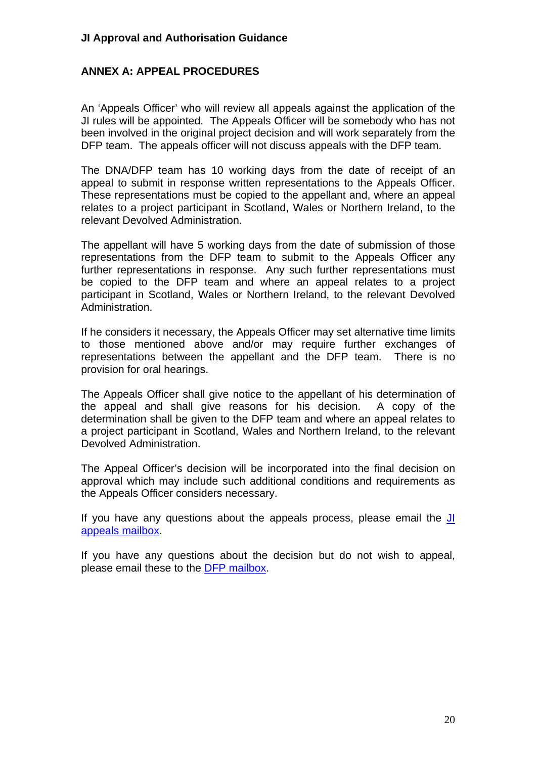## ANNEX A: APPEAL PROCEDURES

An 'Appeals Officer' who will review all appeals against the application of the JI rules will be appointed. The Appeals Officer will be somebody who has not been involved in the original project decision and will work separately from the DFP team. The appeals officer will not discuss appeals with the DFP team.

The DNA/DFP team has 10 working days from the date of receipt of an appeal to submit in response written representations to the Appeals Officer. These representations must be copied to the appellant and, where an appeal relates to a project participant in Scotland, Wales or Northern Ireland, to the relevant Devolved Administration.

The appellant will have 5 working days from the date of submission of those representations from the DFP team to submit to the Appeals Officer any further representations in response. Any such further representations must be copied to the DFP team and where an appeal relates to a project participant in Scotland, Wales or Northern Ireland, to the relevant Devolved Administration.

If he considers it necessary, the Appeals Officer may set alternative time limits to those mentioned above and/or may require further exchanges of representations between the appellant and the DFP team. There is no provision for oral hearings.

The Appeals Officer shall give notice to the appellant of his determination of the appeal and shall give reasons for his decision. A copy of the determination shall be given to the DFP team and where an appeal relates to a project participant in Scotland, Wales and Northern Ireland, to the relevant Devolved Administration.

The Appeal Officer's decision will be incorporated into the final decision on approval which may include such additional conditions and requirements as the Appeals Officer considers necessary.

If you have any questions about the appeals process, please email the JI appeals mailbox.

If you have any questions about the decision but do not wish to appeal, please email these to the DFP mailbox.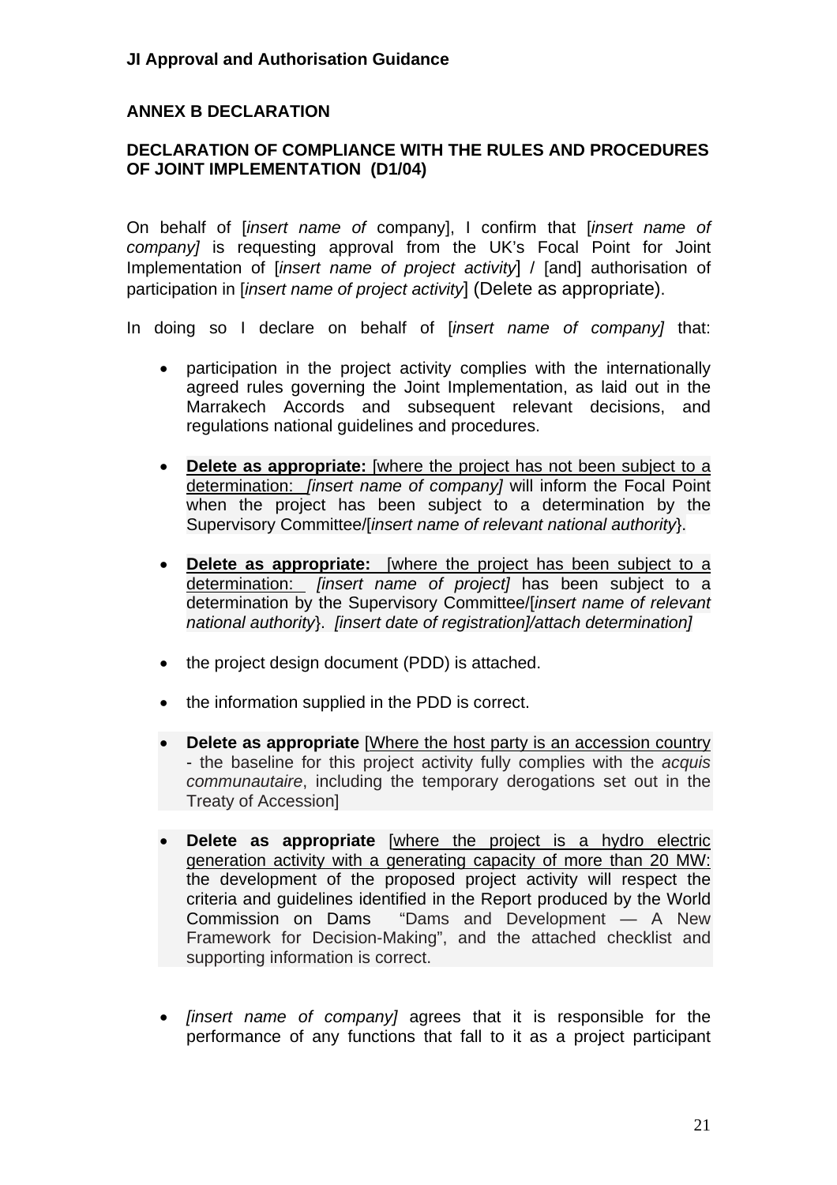## ANNEX B DECLARATION

### DECLARATION OF COMPLIANCE WITH THE RULES AND PROCEDURES OF JOINT IMPLEMENTATION (D1/04)

On behalf of [*insert name of* company], I confirm that [*insert name of company]* is requesting approval from the UK's Focal Point for Joint Implementation of [*insert name of project activity*] / [and] authorisation of participation in [*insert name of project activity*] (Delete as appropriate).

In doing so I declare on behalf of [*insert name of company]* that:

- participation in the project activity complies with the internationally agreed rules governing the Joint Implementation, as laid out in the Marrakech Accords and subsequent relevant decisions, and regulations national guidelines and procedures.

- **Delete as appropriate:** [where the project has not been subject to a determination: *[insert name of company]* will inform the Focal Point when the project has been subject to a determination by the Supervisory Committee/[*insert name of relevant national authority*}.

- **Delete as appropriate:** [where the project has been subject to a determination: *[insert name of project]* has been subject to a determination by the Supervisory Committee/[*insert name of relevant national authority*}. *[insert date of registration]/attach determination]*

- the project design document (PDD) is attached.

- the information supplied in the PDD is correct.

- **Delete as appropriate** [Where the host party is an accession country - the baseline for this project activity fully complies with the *acquis communautaire*, including the temporary derogations set out in the Treaty of Accession]

- **Delete as appropriate** [where the project is a hydro electric generation activity with a generating capacity of more than 20 MW: the development of the proposed project activity will respect the criteria and guidelines identified in the Report produced by the World Commission on Dams "Dams and Development — A New Framework for Decision-Making", and the attached checklist and supporting information is correct.

- *[insert name of company]* agrees that it is responsible for the performance of any functions that fall to it as a project participant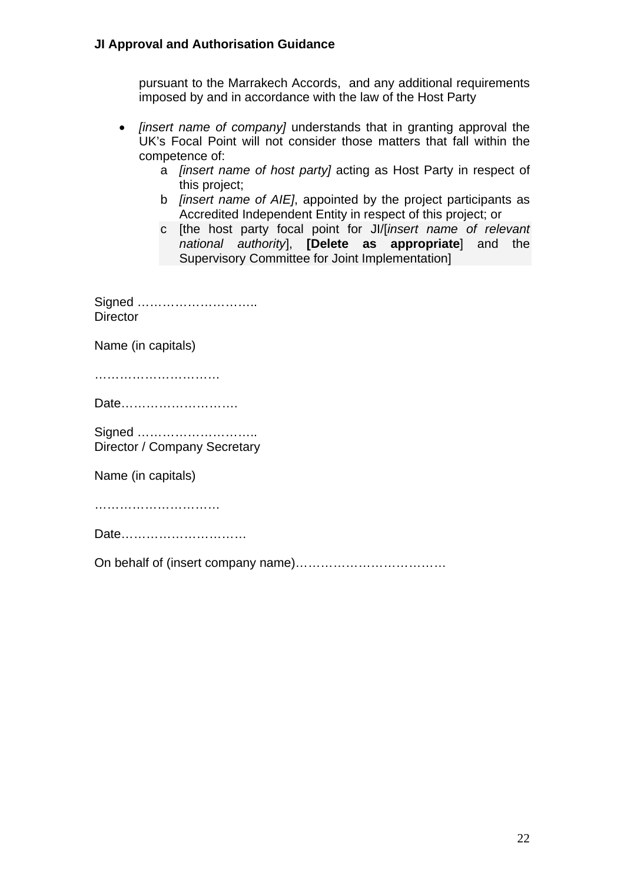pursuant to the Marrakech Accords, and any additional requirements imposed by and in accordance with the law of the Host Party

- *[insert name of company]* understands that in granting approval the UK's Focal Point will not consider those matters that fall within the competence of:
    a *[insert name of host party]* acting as Host Party in respect of this project;
    b *[insert name of AIE]*, appointed by the project participants as Accredited Independent Entity in respect of this project; or
    c [the host party focal point for JI/[*insert name of relevant national authority*], **[Delete as appropriate**] and the Supervisory Committee for Joint Implementation]

Signed ………………………..
Director

Name (in capitals)

…………………………

Date……………………….

Signed ………………………..
Director / Company Secretary

Name (in capitals)

…………………………

Date…………………………

On behalf of (insert company name)………………………………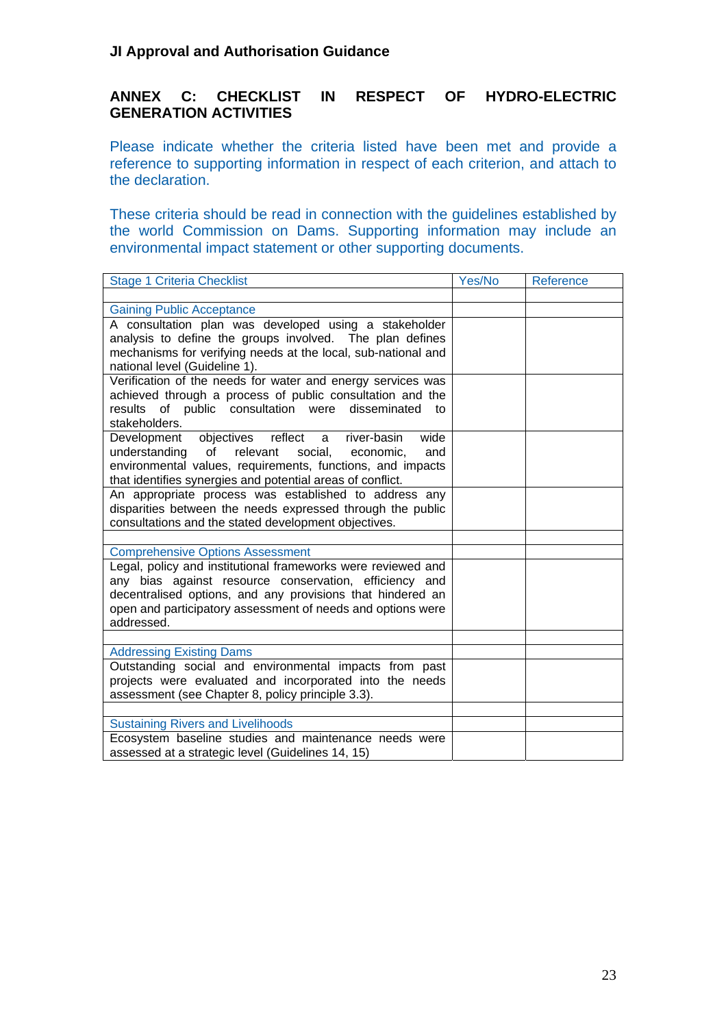## ANNEX C: CHECKLIST IN RESPECT OF HYDRO-ELECTRIC GENERATION ACTIVITIES

Please indicate whether the criteria listed have been met and provide a reference to supporting information in respect of each criterion, and attach to the declaration.

These criteria should be read in connection with the guidelines established by the world Commission on Dams. Supporting information may include an environmental impact statement or other supporting documents.

| Stage 1 Criteria Checklist | Yes/No | Reference |
|---|---|---|
| | | |
| Gaining Public Acceptance | | |
| A consultation plan was developed using a stakeholder analysis to define the groups involved. The plan defines mechanisms for verifying needs at the local, sub-national and national level (Guideline 1). | | |
| Verification of the needs for water and energy services was achieved through a process of public consultation and the results of public consultation were disseminated to stakeholders. | | |
| Development objectives reflect a river-basin wide understanding of relevant social, economic, and environmental values, requirements, functions, and impacts that identifies synergies and potential areas of conflict. | | |
| An appropriate process was established to address any disparities between the needs expressed through the public consultations and the stated development objectives. | | |
| | | |
| Comprehensive Options Assessment | | |
| Legal, policy and institutional frameworks were reviewed and any bias against resource conservation, efficiency and decentralised options, and any provisions that hindered an open and participatory assessment of needs and options were addressed. | | |
| | | |
| Addressing Existing Dams | | |
| Outstanding social and environmental impacts from past projects were evaluated and incorporated into the needs assessment (see Chapter 8, policy principle 3.3). | | |
| | | |
| Sustaining Rivers and Livelihoods | | |
| Ecosystem baseline studies and maintenance needs were assessed at a strategic level (Guidelines 14, 15) | | |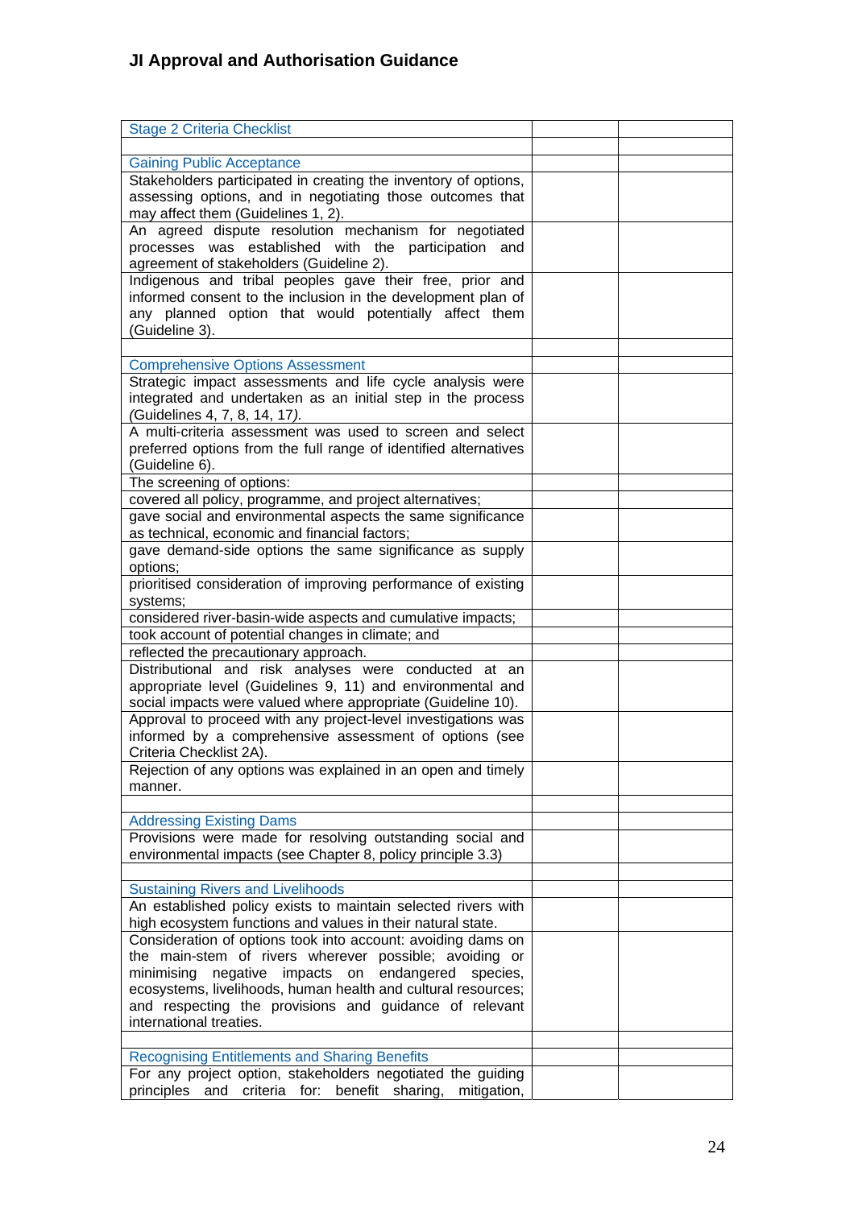## JI Approval and Authorisation Guidance

| Stage 2 Criteria Checklist | | |
|---|---|---|
| | | |
| Gaining Public Acceptance | | |
| Stakeholders participated in creating the inventory of options, assessing options, and in negotiating those outcomes that may affect them (Guidelines 1, 2). | | |
| An agreed dispute resolution mechanism for negotiated processes was established with the participation and agreement of stakeholders (Guideline 2). | | |
| Indigenous and tribal peoples gave their free, prior and informed consent to the inclusion in the development plan of any planned option that would potentially affect them (Guideline 3). | | |
| | | |
| Comprehensive Options Assessment | | |
| Strategic impact assessments and life cycle analysis were integrated and undertaken as an initial step in the process *(*Guidelines 4, 7, 8, 14, 17*).* | | |
| A multi-criteria assessment was used to screen and select preferred options from the full range of identified alternatives (Guideline 6). | | |
| The screening of options: | | |
| covered all policy, programme, and project alternatives; | | |
| gave social and environmental aspects the same significance as technical, economic and financial factors; | | |
| gave demand-side options the same significance as supply options; | | |
| prioritised consideration of improving performance of existing systems; | | |
| considered river-basin-wide aspects and cumulative impacts; | | |
| took account of potential changes in climate; and | | |
| reflected the precautionary approach. | | |
| Distributional and risk analyses were conducted at an appropriate level (Guidelines 9, 11) and environmental and social impacts were valued where appropriate (Guideline 10). | | |
| Approval to proceed with any project-level investigations was informed by a comprehensive assessment of options (see Criteria Checklist 2A). | | |
| Rejection of any options was explained in an open and timely manner. | | |
| | | |
| Addressing Existing Dams | | |
| Provisions were made for resolving outstanding social and environmental impacts (see Chapter 8, policy principle 3.3) | | |
| | | |
| Sustaining Rivers and Livelihoods | | |
| An established policy exists to maintain selected rivers with high ecosystem functions and values in their natural state. | | |
| Consideration of options took into account: avoiding dams on the main-stem of rivers wherever possible; avoiding or minimising negative impacts on endangered species, ecosystems, livelihoods, human health and cultural resources; and respecting the provisions and guidance of relevant international treaties. | | |
| | | |
| Recognising Entitlements and Sharing Benefits | | |
| For any project option, stakeholders negotiated the guiding principles and criteria for: benefit sharing, mitigation, | | |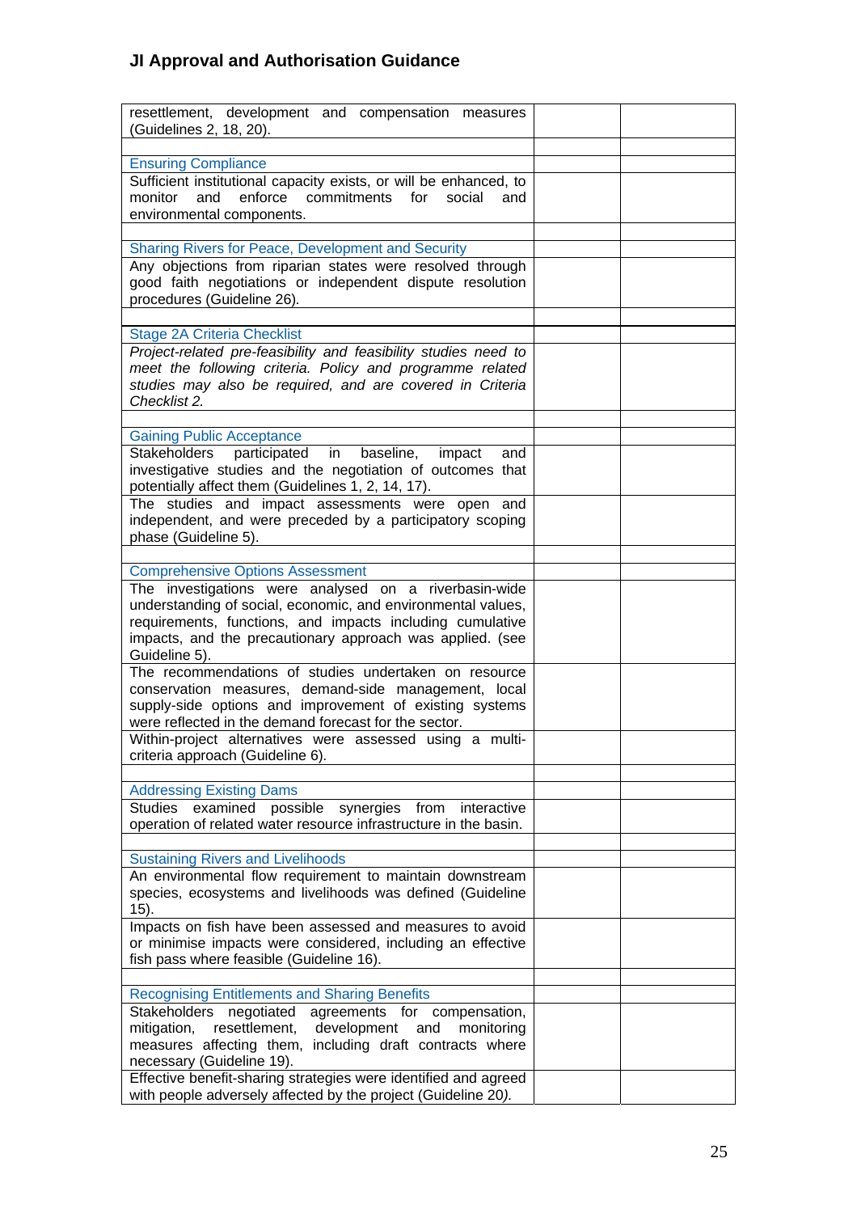## JI Approval and Authorisation Guidance

| | | |
|---|---|---|
| resettlement, development and compensation measures (Guidelines 2, 18, 20). | | |
| | | |
| Ensuring Compliance | | |
| Sufficient institutional capacity exists, or will be enhanced, to monitor and enforce commitments for social and environmental components. | | |
| | | |
| Sharing Rivers for Peace, Development and Security | | |
| Any objections from riparian states were resolved through good faith negotiations or independent dispute resolution procedures (Guideline 26). | | |
| | | |
| Stage 2A Criteria Checklist | | |
| *Project-related pre-feasibility and feasibility studies need to meet the following criteria. Policy and programme related studies may also be required, and are covered in Criteria Checklist 2.* | | |
| | | |
| Gaining Public Acceptance | | |
| Stakeholders participated in baseline, impact and investigative studies and the negotiation of outcomes that potentially affect them (Guidelines 1, 2, 14, 17). | | |
| The studies and impact assessments were open and independent, and were preceded by a participatory scoping phase (Guideline 5). | | |
| | | |
| Comprehensive Options Assessment | | |
| The investigations were analysed on a riverbasin-wide understanding of social, economic, and environmental values, requirements, functions, and impacts including cumulative impacts, and the precautionary approach was applied. (see Guideline 5). | | |
| The recommendations of studies undertaken on resource conservation measures, demand-side management, local supply-side options and improvement of existing systems were reflected in the demand forecast for the sector. | | |
| Within-project alternatives were assessed using a multi-criteria approach (Guideline 6). | | |
| | | |
| Addressing Existing Dams | | |
| Studies examined possible synergies from interactive operation of related water resource infrastructure in the basin. | | |
| | | |
| Sustaining Rivers and Livelihoods | | |
| An environmental flow requirement to maintain downstream species, ecosystems and livelihoods was defined (Guideline 15). | | |
| Impacts on fish have been assessed and measures to avoid or minimise impacts were considered, including an effective fish pass where feasible (Guideline 16). | | |
| | | |
| Recognising Entitlements and Sharing Benefits | | |
| Stakeholders negotiated agreements for compensation, mitigation, resettlement, development and monitoring measures affecting them, including draft contracts where necessary (Guideline 19). | | |
| Effective benefit-sharing strategies were identified and agreed with people adversely affected by the project (Guideline 20). | | |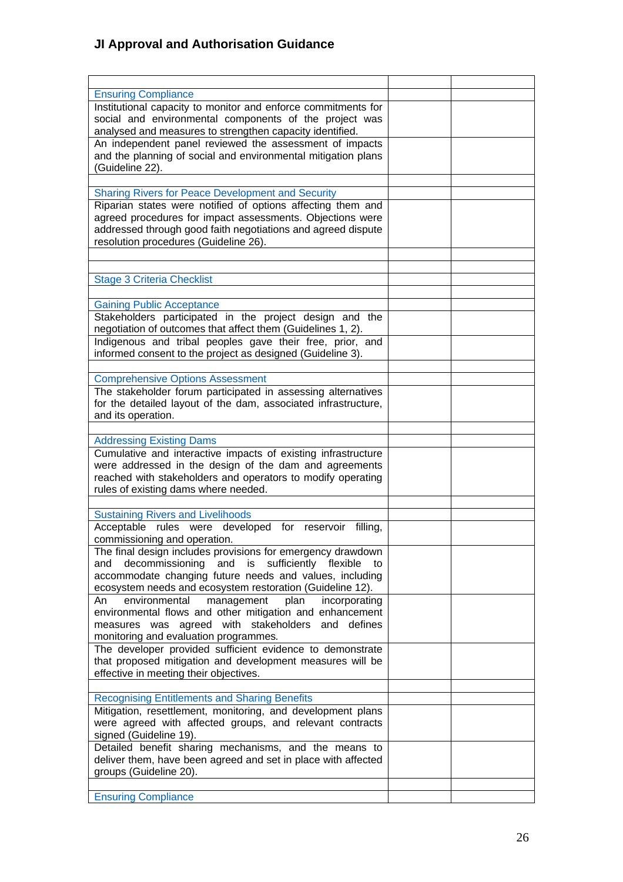| | | |
|---|---|---|
| Ensuring Compliance | | |
| Institutional capacity to monitor and enforce commitments for social and environmental components of the project was analysed and measures to strengthen capacity identified. | | |
| An independent panel reviewed the assessment of impacts and the planning of social and environmental mitigation plans (Guideline 22). | | |
| | | |
| Sharing Rivers for Peace Development and Security | | |
| Riparian states were notified of options affecting them and agreed procedures for impact assessments. Objections were addressed through good faith negotiations and agreed dispute resolution procedures (Guideline 26). | | |
| | | |
| | | |
| Stage 3 Criteria Checklist | | |
| | | |
| Gaining Public Acceptance | | |
| Stakeholders participated in the project design and the negotiation of outcomes that affect them (Guidelines 1, 2). | | |
| Indigenous and tribal peoples gave their free, prior, and informed consent to the project as designed (Guideline 3). | | |
| | | |
| Comprehensive Options Assessment | | |
| The stakeholder forum participated in assessing alternatives for the detailed layout of the dam, associated infrastructure, and its operation. | | |
| | | |
| Addressing Existing Dams | | |
| Cumulative and interactive impacts of existing infrastructure were addressed in the design of the dam and agreements reached with stakeholders and operators to modify operating rules of existing dams where needed. | | |
| | | |
| Sustaining Rivers and Livelihoods | | |
| Acceptable rules were developed for reservoir filling, commissioning and operation. | | |
| The final design includes provisions for emergency drawdown and decommissioning and is sufficiently flexible to accommodate changing future needs and values, including ecosystem needs and ecosystem restoration (Guideline 12). | | |
| An environmental management plan incorporating environmental flows and other mitigation and enhancement measures was agreed with stakeholders and defines monitoring and evaluation programmes. | | |
| The developer provided sufficient evidence to demonstrate that proposed mitigation and development measures will be effective in meeting their objectives. | | |
| | | |
| Recognising Entitlements and Sharing Benefits | | |
| Mitigation, resettlement, monitoring, and development plans were agreed with affected groups, and relevant contracts signed (Guideline 19). | | |
| Detailed benefit sharing mechanisms, and the means to deliver them, have been agreed and set in place with affected groups (Guideline 20). | | |
| | | |
| Ensuring Compliance | | |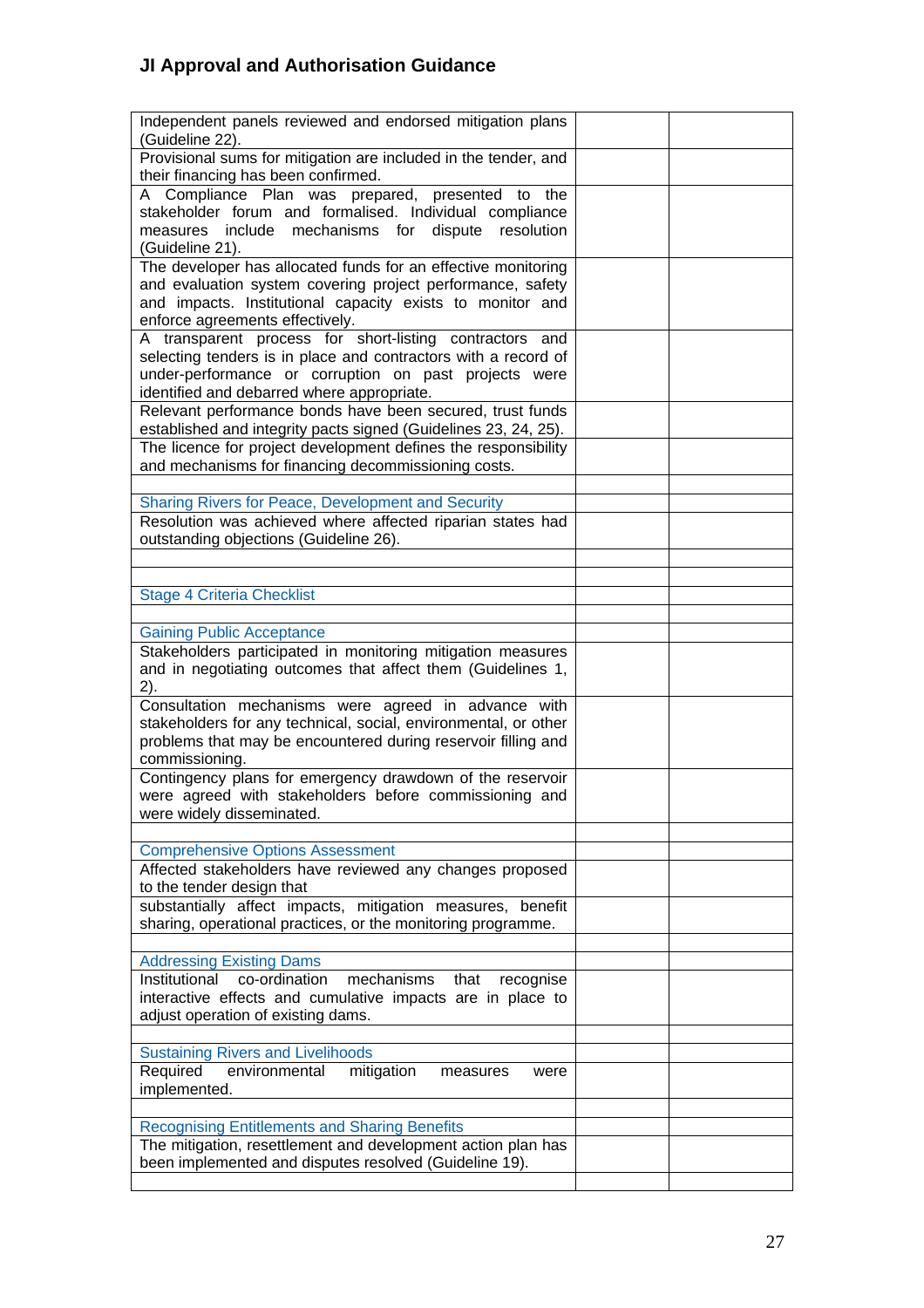| | | |
|---|---|---|
| Independent panels reviewed and endorsed mitigation plans (Guideline 22). | | |
| Provisional sums for mitigation are included in the tender, and their financing has been confirmed. | | |
| A Compliance Plan was prepared, presented to the stakeholder forum and formalised. Individual compliance measures include mechanisms for dispute resolution (Guideline 21). | | |
| The developer has allocated funds for an effective monitoring and evaluation system covering project performance, safety and impacts. Institutional capacity exists to monitor and enforce agreements effectively. | | |
| A transparent process for short-listing contractors and selecting tenders is in place and contractors with a record of under-performance or corruption on past projects were identified and debarred where appropriate. | | |
| Relevant performance bonds have been secured, trust funds established and integrity pacts signed (Guidelines 23, 24, 25). | | |
| The licence for project development defines the responsibility and mechanisms for financing decommissioning costs. | | |
| | | |
| Sharing Rivers for Peace, Development and Security | | |
| Resolution was achieved where affected riparian states had outstanding objections (Guideline 26). | | |
| | | |
| | | |
| Stage 4 Criteria Checklist | | |
| | | |
| Gaining Public Acceptance | | |
| Stakeholders participated in monitoring mitigation measures and in negotiating outcomes that affect them (Guidelines 1, 2). | | |
| Consultation mechanisms were agreed in advance with stakeholders for any technical, social, environmental, or other problems that may be encountered during reservoir filling and commissioning. | | |
| Contingency plans for emergency drawdown of the reservoir were agreed with stakeholders before commissioning and were widely disseminated. | | |
| | | |
| Comprehensive Options Assessment | | |
| Affected stakeholders have reviewed any changes proposed to the tender design that | | |
| substantially affect impacts, mitigation measures, benefit sharing, operational practices, or the monitoring programme. | | |
| | | |
| Addressing Existing Dams | | |
| Institutional co-ordination mechanisms that recognise interactive effects and cumulative impacts are in place to adjust operation of existing dams. | | |
| | | |
| Sustaining Rivers and Livelihoods | | |
| Required environmental mitigation measures were implemented. | | |
| | | |
| Recognising Entitlements and Sharing Benefits | | |
| The mitigation, resettlement and development action plan has been implemented and disputes resolved (Guideline 19). | | |
| | | |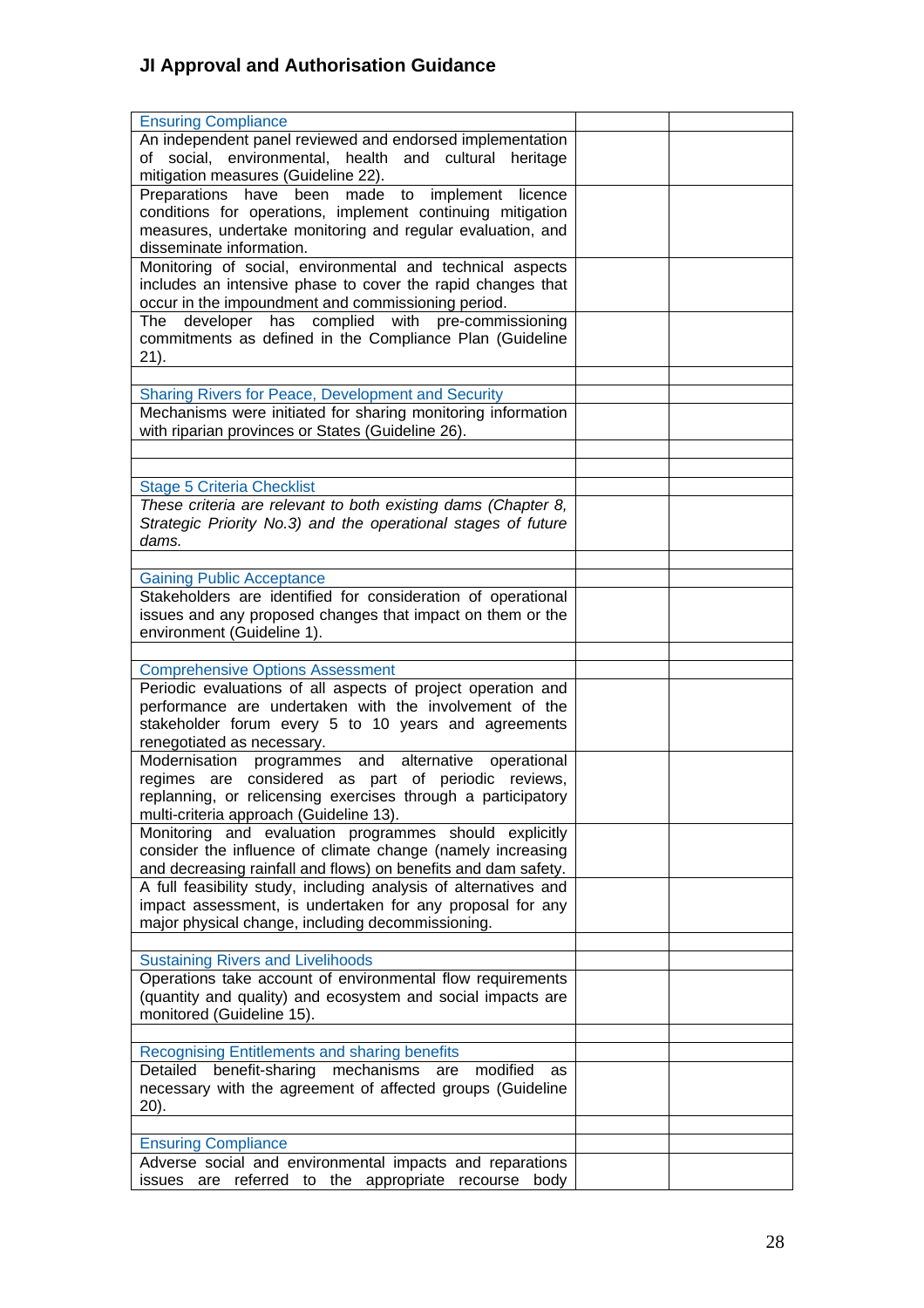| | | |
|---|---|---|
| Ensuring Compliance | | |
| An independent panel reviewed and endorsed implementation of social, environmental, health and cultural heritage mitigation measures (Guideline 22). | | |
| Preparations have been made to implement licence conditions for operations, implement continuing mitigation measures, undertake monitoring and regular evaluation, and disseminate information. | | |
| Monitoring of social, environmental and technical aspects includes an intensive phase to cover the rapid changes that occur in the impoundment and commissioning period. | | |
| The developer has complied with pre-commissioning commitments as defined in the Compliance Plan (Guideline 21). | | |
| | | |
| Sharing Rivers for Peace, Development and Security | | |
| Mechanisms were initiated for sharing monitoring information with riparian provinces or States (Guideline 26). | | |
| | | |
| | | |
| Stage 5 Criteria Checklist | | |
| *These criteria are relevant to both existing dams (Chapter 8, Strategic Priority No.3) and the operational stages of future dams.* | | |
| | | |
| Gaining Public Acceptance | | |
| Stakeholders are identified for consideration of operational issues and any proposed changes that impact on them or the environment (Guideline 1). | | |
| | | |
| Comprehensive Options Assessment | | |
| Periodic evaluations of all aspects of project operation and performance are undertaken with the involvement of the stakeholder forum every 5 to 10 years and agreements renegotiated as necessary. | | |
| Modernisation programmes and alternative operational regimes are considered as part of periodic reviews, replanning, or relicensing exercises through a participatory multi-criteria approach (Guideline 13). | | |
| Monitoring and evaluation programmes should explicitly consider the influence of climate change (namely increasing and decreasing rainfall and flows) on benefits and dam safety. | | |
| A full feasibility study, including analysis of alternatives and impact assessment, is undertaken for any proposal for any major physical change, including decommissioning. | | |
| | | |
| Sustaining Rivers and Livelihoods | | |
| Operations take account of environmental flow requirements (quantity and quality) and ecosystem and social impacts are monitored (Guideline 15). | | |
| | | |
| Recognising Entitlements and sharing benefits | | |
| Detailed benefit-sharing mechanisms are modified as necessary with the agreement of affected groups (Guideline 20). | | |
| | | |
| Ensuring Compliance | | |
| Adverse social and environmental impacts and reparations issues are referred to the appropriate recourse body | | |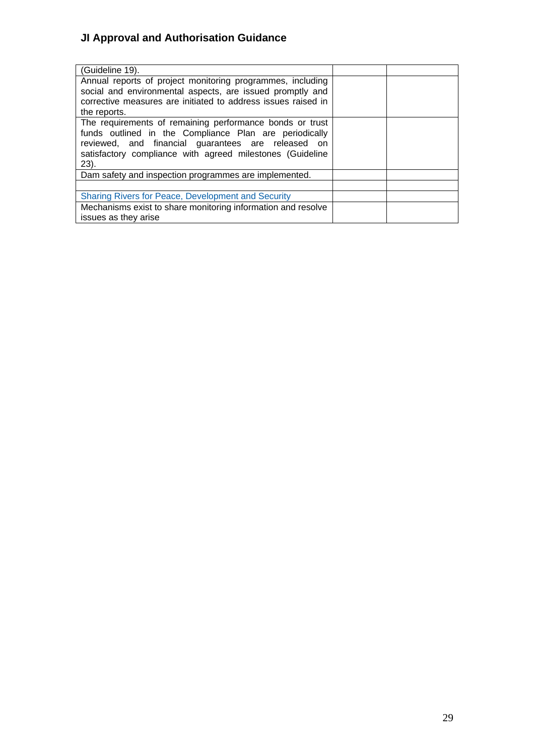| | | |
|---|---|---|
| (Guideline 19). | | |
| Annual reports of project monitoring programmes, including social and environmental aspects, are issued promptly and corrective measures are initiated to address issues raised in the reports. | | |
| The requirements of remaining performance bonds or trust funds outlined in the Compliance Plan are periodically reviewed, and financial guarantees are released on satisfactory compliance with agreed milestones (Guideline 23). | | |
| Dam safety and inspection programmes are implemented. | | |
| | | |
| Sharing Rivers for Peace, Development and Security | | |
| Mechanisms exist to share monitoring information and resolve issues as they arise | | |